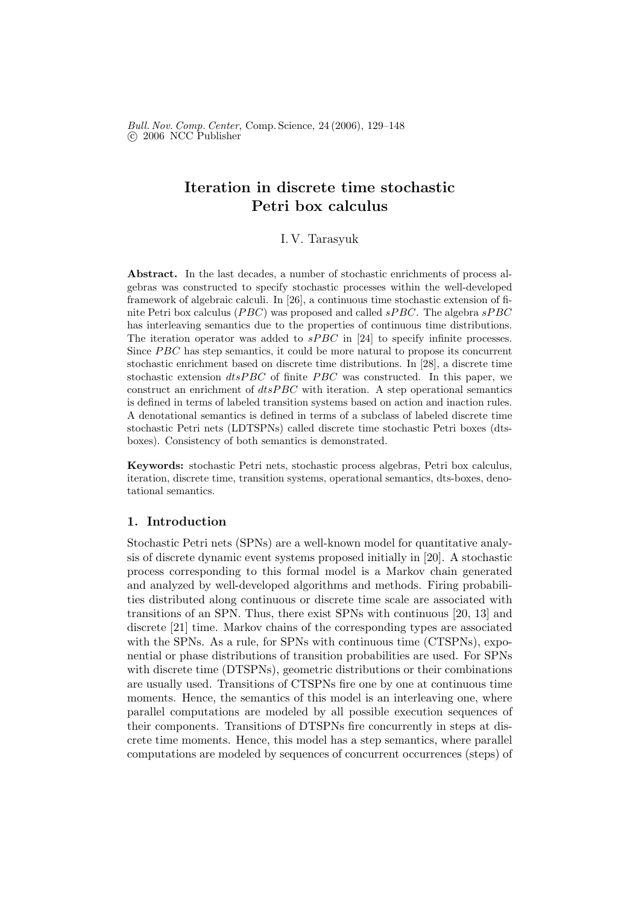# Iteration in discrete time stochastic Petri box calculus

I. V. Tarasyuk

**Abstract.** In the last decades, a number of stochastic enrichments of process algebras was constructed to specify stochastic processes within the well-developed framework of algebraic calculi. In [26], a continuous time stochastic extension of finite Petri box calculus (*PBC*) was proposed and called *sPBC*. The algebra *sPBC* has interleaving semantics due to the properties of continuous time distributions. The iteration operator was added to *sPBC* in [24] to specify infinite processes. Since *PBC* has step semantics, it could be more natural to propose its concurrent stochastic enrichment based on discrete time distributions. In [28], a discrete time stochastic extension *dtsPBC* of finite *PBC* was constructed. In this paper, we construct an enrichment of *dtsPBC* with iteration. A step operational semantics is defined in terms of labeled transition systems based on action and inaction rules. A denotational semantics is defined in terms of a subclass of labeled discrete time stochastic Petri nets (LDTSPNs) called discrete time stochastic Petri boxes (dts-boxes). Consistency of both semantics is demonstrated.

**Keywords:** stochastic Petri nets, stochastic process algebras, Petri box calculus, iteration, discrete time, transition systems, operational semantics, dts-boxes, denotational semantics.

## 1. Introduction

Stochastic Petri nets (SPNs) are a well-known model for quantitative analysis of discrete dynamic event systems proposed initially in [20]. A stochastic process corresponding to this formal model is a Markov chain generated and analyzed by well-developed algorithms and methods. Firing probabilities distributed along continuous or discrete time scale are associated with transitions of an SPN. Thus, there exist SPNs with continuous [20, 13] and discrete [21] time. Markov chains of the corresponding types are associated with the SPNs. As a rule, for SPNs with continuous time (CTSPNs), exponential or phase distributions of transition probabilities are used. For SPNs with discrete time (DTSPNs), geometric distributions or their combinations are usually used. Transitions of CTSPNs fire one by one at continuous time moments. Hence, the semantics of this model is an interleaving one, where parallel computations are modeled by all possible execution sequences of their components. Transitions of DTSPNs fire concurrently in steps at discrete time moments. Hence, this model has a step semantics, where parallel computations are modeled by sequences of concurrent occurrences (steps) of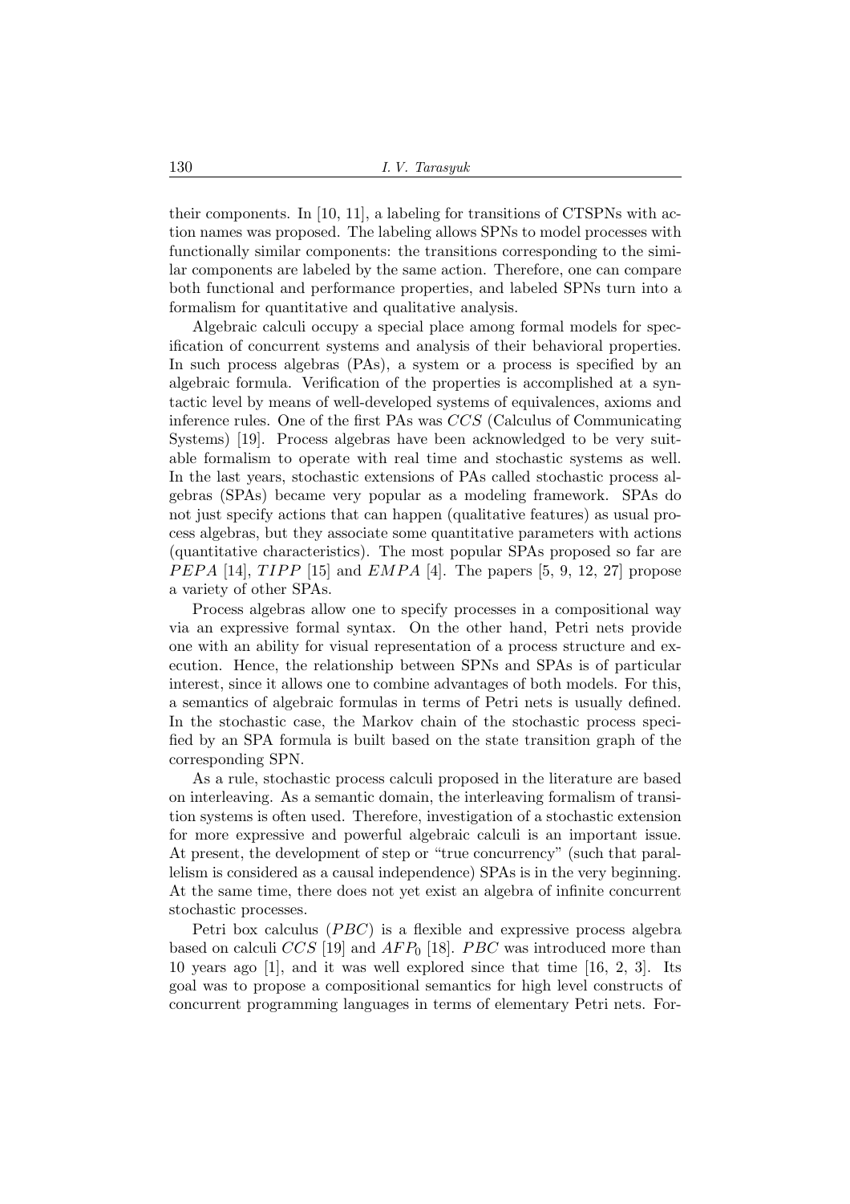their components. In [10, 11], a labeling for transitions of CTSPNs with action names was proposed. The labeling allows SPNs to model processes with functionally similar components: the transitions corresponding to the similar components are labeled by the same action. Therefore, one can compare both functional and performance properties, and labeled SPNs turn into a formalism for quantitative and qualitative analysis.

Algebraic calculi occupy a special place among formal models for specification of concurrent systems and analysis of their behavioral properties. In such process algebras (PAs), a system or a process is specified by an algebraic formula. Verification of the properties is accomplished at a syntactic level by means of well-developed systems of equivalences, axioms and inference rules. One of the first PAs was $CCS$ (Calculus of Communicating Systems) [19]. Process algebras have been acknowledged to be very suitable formalism to operate with real time and stochastic systems as well. In the last years, stochastic extensions of PAs called stochastic process algebras (SPAs) became very popular as a modeling framework. SPAs do not just specify actions that can happen (qualitative features) as usual process algebras, but they associate some quantitative parameters with actions (quantitative characteristics). The most popular SPAs proposed so far are $PEPA$ [14], $TIPP$ [15] and $EMPA$ [4]. The papers [5, 9, 12, 27] propose a variety of other SPAs.

Process algebras allow one to specify processes in a compositional way via an expressive formal syntax. On the other hand, Petri nets provide one with an ability for visual representation of a process structure and execution. Hence, the relationship between SPNs and SPAs is of particular interest, since it allows one to combine advantages of both models. For this, a semantics of algebraic formulas in terms of Petri nets is usually defined. In the stochastic case, the Markov chain of the stochastic process specified by an SPA formula is built based on the state transition graph of the corresponding SPN.

As a rule, stochastic process calculi proposed in the literature are based on interleaving. As a semantic domain, the interleaving formalism of transition systems is often used. Therefore, investigation of a stochastic extension for more expressive and powerful algebraic calculi is an important issue. At present, the development of step or "true concurrency" (such that parallelism is considered as a causal independence) SPAs is in the very beginning. At the same time, there does not yet exist an algebra of infinite concurrent stochastic processes.

Petri box calculus ($PBC$) is a flexible and expressive process algebra based on calculi $CCS$ [19] and $AFP_0$ [18]. $PBC$ was introduced more than 10 years ago [1], and it was well explored since that time [16, 2, 3]. Its goal was to propose a compositional semantics for high level constructs of concurrent programming languages in terms of elementary Petri nets. For-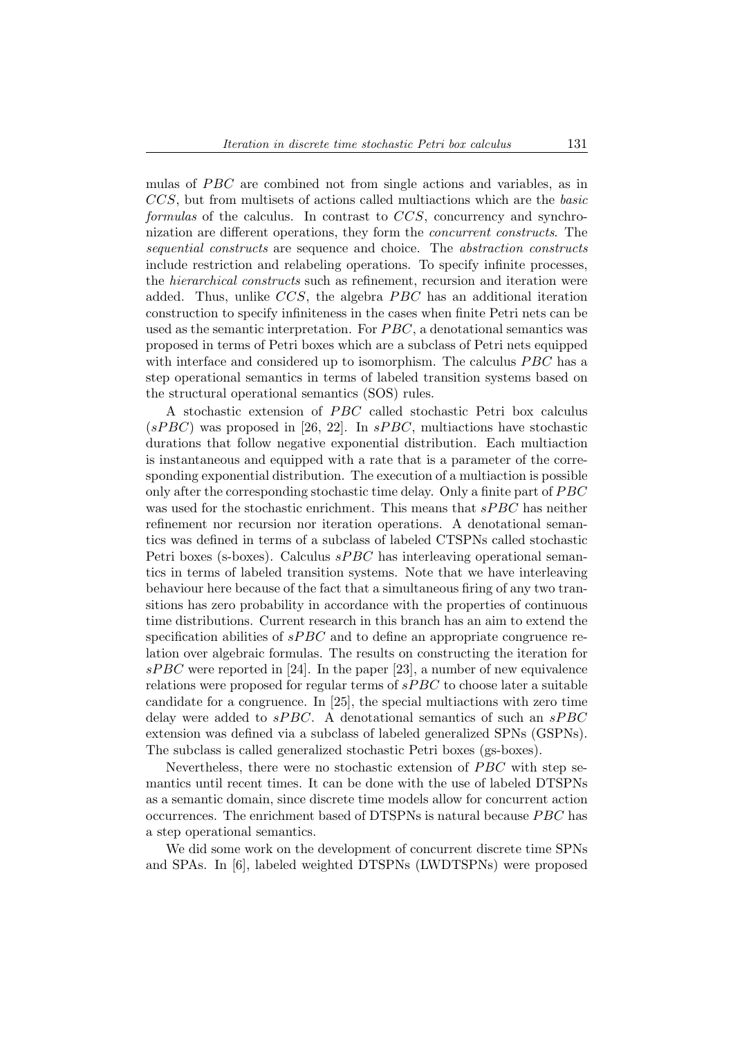mulas of $PBC$ are combined not from single actions and variables, as in $CCS$, but from multisets of actions called multiactions which are the *basic formulas* of the calculus. In contrast to $CCS$, concurrency and synchronization are different operations, they form the *concurrent constructs*. The *sequential constructs* are sequence and choice. The *abstraction constructs* include restriction and relabeling operations. To specify infinite processes, the *hierarchical constructs* such as refinement, recursion and iteration were added. Thus, unlike $CCS$, the algebra $PBC$ has an additional iteration construction to specify infiniteness in the cases when finite Petri nets can be used as the semantic interpretation. For $PBC$, a denotational semantics was proposed in terms of Petri boxes which are a subclass of Petri nets equipped with interface and considered up to isomorphism. The calculus $PBC$ has a step operational semantics in terms of labeled transition systems based on the structural operational semantics (SOS) rules.

A stochastic extension of $PBC$ called stochastic Petri box calculus ($sPBC$) was proposed in [26, 22]. In $sPBC$, multiactions have stochastic durations that follow negative exponential distribution. Each multiaction is instantaneous and equipped with a rate that is a parameter of the corresponding exponential distribution. The execution of a multiaction is possible only after the corresponding stochastic time delay. Only a finite part of $PBC$ was used for the stochastic enrichment. This means that $sPBC$ has neither refinement nor recursion nor iteration operations. A denotational semantics was defined in terms of a subclass of labeled CTSPNs called stochastic Petri boxes (s-boxes). Calculus $sPBC$ has interleaving operational semantics in terms of labeled transition systems. Note that we have interleaving behaviour here because of the fact that a simultaneous firing of any two transitions has zero probability in accordance with the properties of continuous time distributions. Current research in this branch has an aim to extend the specification abilities of $sPBC$ and to define an appropriate congruence relation over algebraic formulas. The results on constructing the iteration for $sPBC$ were reported in [24]. In the paper [23], a number of new equivalence relations were proposed for regular terms of $sPBC$ to choose later a suitable candidate for a congruence. In [25], the special multiactions with zero time delay were added to $sPBC$. A denotational semantics of such an $sPBC$ extension was defined via a subclass of labeled generalized SPNs (GSPNs). The subclass is called generalized stochastic Petri boxes (gs-boxes).

Nevertheless, there were no stochastic extension of $PBC$ with step semantics until recent times. It can be done with the use of labeled DTSPNs as a semantic domain, since discrete time models allow for concurrent action occurrences. The enrichment based of DTSPNs is natural because $PBC$ has a step operational semantics.

We did some work on the development of concurrent discrete time SPNs and SPAs. In [6], labeled weighted DTSPNs (LWDTSPNs) were proposed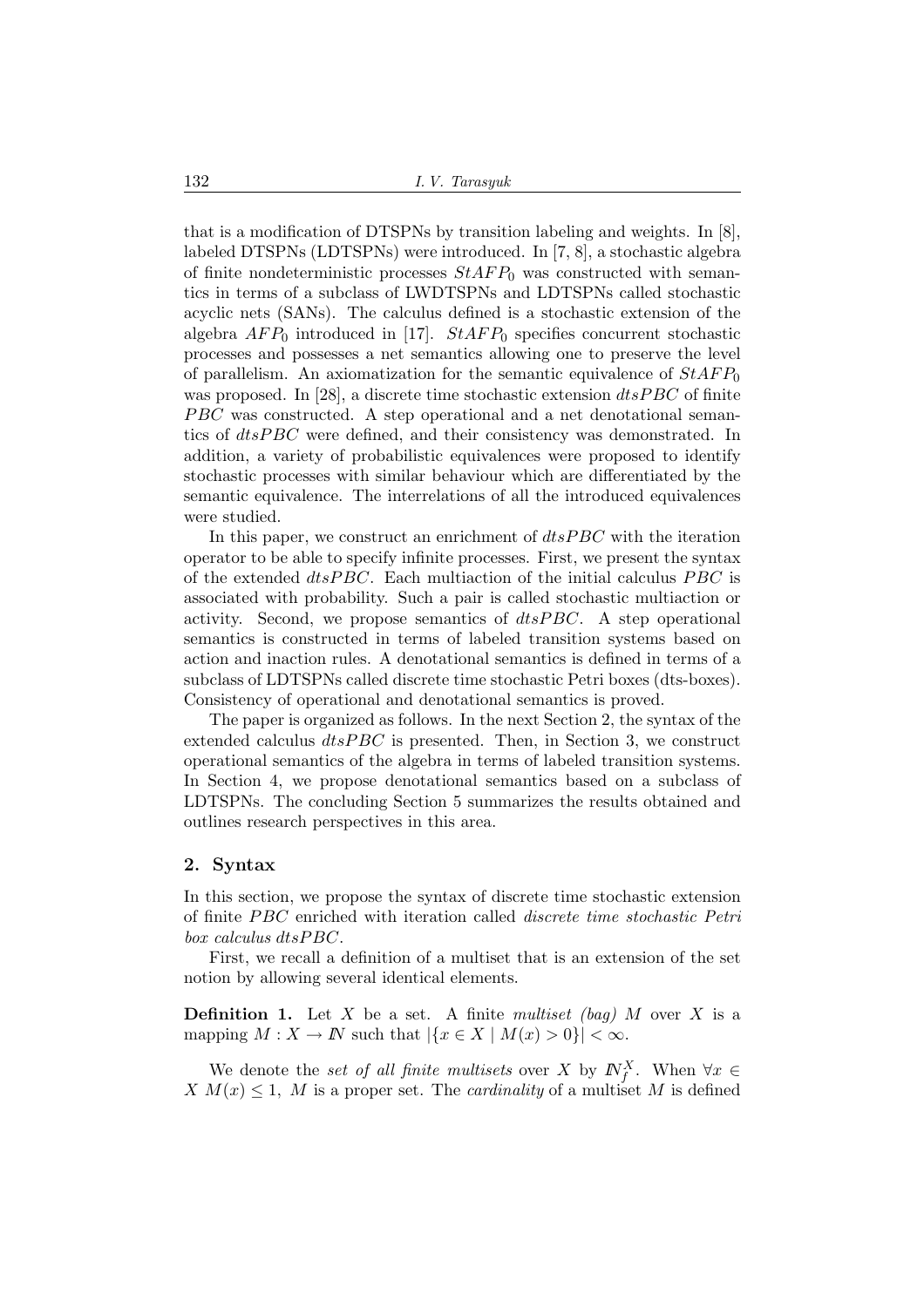that is a modification of DTSPNs by transition labeling and weights. In [8], labeled DTSPNs (LDTSPNs) were introduced. In [7, 8], a stochastic algebra of finite nondeterministic processes $StAFP_0$ was constructed with semantics in terms of a subclass of LWDTSPNs and LDTSPNs called stochastic acyclic nets (SANs). The calculus defined is a stochastic extension of the algebra $AFP_0$ introduced in [17]. $StAFP_0$ specifies concurrent stochastic processes and possesses a net semantics allowing one to preserve the level of parallelism. An axiomatization for the semantic equivalence of $StAFP_0$ was proposed. In [28], a discrete time stochastic extension $dtsPBC$ of finite $PBC$ was constructed. A step operational and a net denotational semantics of $dtsPBC$ were defined, and their consistency was demonstrated. In addition, a variety of probabilistic equivalences were proposed to identify stochastic processes with similar behaviour which are differentiated by the semantic equivalence. The interrelations of all the introduced equivalences were studied.

In this paper, we construct an enrichment of $dtsPBC$ with the iteration operator to be able to specify infinite processes. First, we present the syntax of the extended $dtsPBC$. Each multiaction of the initial calculus $PBC$ is associated with probability. Such a pair is called stochastic multiaction or activity. Second, we propose semantics of $dtsPBC$. A step operational semantics is constructed in terms of labeled transition systems based on action and inaction rules. A denotational semantics is defined in terms of a subclass of LDTSPNs called discrete time stochastic Petri boxes (dts-boxes). Consistency of operational and denotational semantics is proved.

The paper is organized as follows. In the next Section 2, the syntax of the extended calculus $dtsPBC$ is presented. Then, in Section 3, we construct operational semantics of the algebra in terms of labeled transition systems. In Section 4, we propose denotational semantics based on a subclass of LDTSPNs. The concluding Section 5 summarizes the results obtained and outlines research perspectives in this area.

## 2. Syntax

In this section, we propose the syntax of discrete time stochastic extension of finite $PBC$ enriched with iteration called *discrete time stochastic Petri box calculus* $dtsPBC$.

First, we recall a definition of a multiset that is an extension of the set notion by allowing several identical elements.

**Definition 1.** Let $X$ be a set. A finite *multiset (bag)* $M$ over $X$ is a mapping $M : X \to I\!N$ such that $|\{x \in X \mid M(x) > 0\}| < \infty$.

We denote the *set of all finite multisets* over $X$ by $I\!N_f^X$. When $\forall x \in X\ M(x) \leq 1$, $M$ is a proper set. The *cardinality* of a multiset $M$ is defined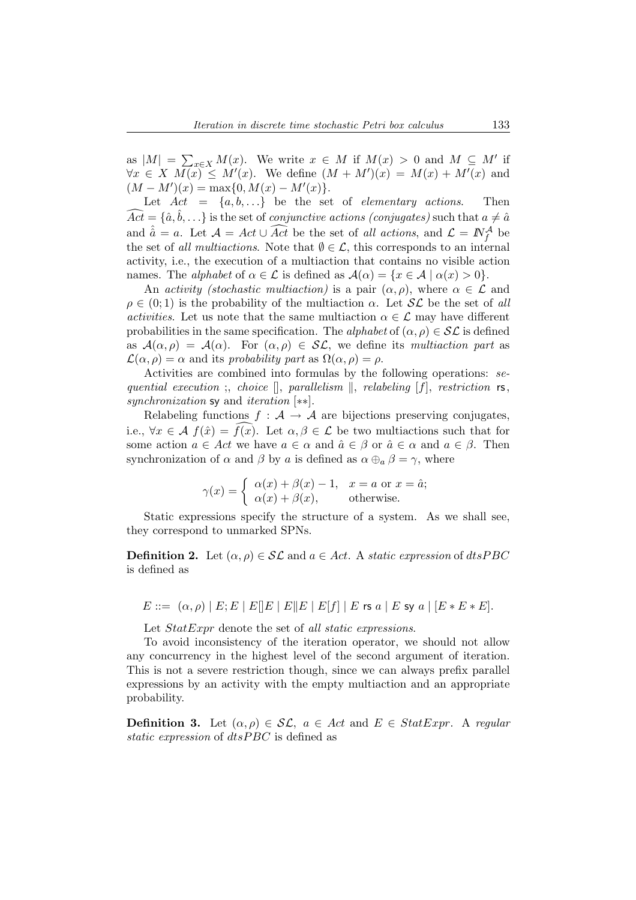as $|M| = \sum_{x \in X} M(x)$. We write $x \in M$ if $M(x) > 0$ and $M \subseteq M'$ if $\forall x \in X\ M(x) \leq M'(x)$. We define $(M + M')(x) = M(x) + M'(x)$ and $(M - M')(x) = \max\{0, M(x) - M'(x)\}$.

Let $Act = \{a, b, \ldots\}$ be the set of *elementary actions*. Then $\widehat{Act} = \{\hat{a}, \hat{b}, \ldots\}$ is the set of *conjunctive actions (conjugates)* such that $a \neq \hat{a}$ and $\hat{\hat{a}} = a$. Let $\mathcal{A} = Act \cup \widehat{Act}$ be the set of *all actions*, and $\mathcal{L} = I\!N_f^{\mathcal{A}}$ be the set of *all multiactions*. Note that $\emptyset \in \mathcal{L}$, this corresponds to an internal activity, i.e., the execution of a multiaction that contains no visible action names. The *alphabet* of $\alpha \in \mathcal{L}$ is defined as $\mathcal{A}(\alpha) = \{x \in \mathcal{A} \mid \alpha(x) > 0\}$.

An *activity (stochastic multiaction)* is a pair $(\alpha, \rho)$, where $\alpha \in \mathcal{L}$ and $\rho \in (0; 1)$ is the probability of the multiaction $\alpha$. Let $\mathcal{SL}$ be the set of *all activities*. Let us note that the same multiaction $\alpha \in \mathcal{L}$ may have different probabilities in the same specification. The *alphabet* of $(\alpha, \rho) \in \mathcal{SL}$ is defined as $\mathcal{A}(\alpha, \rho) = \mathcal{A}(\alpha)$. For $(\alpha, \rho) \in \mathcal{SL}$, we define its *multiaction part* as $\mathcal{L}(\alpha, \rho) = \alpha$ and its *probability part* as $\Omega(\alpha, \rho) = \rho$.

Activities are combined into formulas by the following operations: *sequential execution* ;, *choice* $[]$, *parallelism* $\|$, *relabeling* $[f]$, *restriction* $\mathsf{rs}$, *synchronization* $\mathsf{sy}$ and *iteration* $[**]$.

Relabeling functions $f : \mathcal{A} \rightarrow \mathcal{A}$ are bijections preserving conjugates, i.e., $\forall x \in \mathcal{A}\ f(\hat{x}) = \widehat{f(x)}$. Let $\alpha, \beta \in \mathcal{L}$ be two multiactions such that for some action $a \in Act$ we have $a \in \alpha$ and $\hat{a} \in \beta$ or $\hat{a} \in \alpha$ and $a \in \beta$. Then synchronization of $\alpha$ and $\beta$ by $a$ is defined as $\alpha \oplus_a \beta = \gamma$, where

$$\gamma(x) = \begin{cases} \alpha(x) + \beta(x) - 1, & x = a \text{ or } x = \hat{a}; \\ \alpha(x) + \beta(x), & \text{otherwise.} \end{cases}$$

Static expressions specify the structure of a system. As we shall see, they correspond to unmarked SPNs.

**Definition 2.** Let $(\alpha, \rho) \in \mathcal{SL}$ and $a \in Act$. A *static expression* of *dtsPBC* is defined as

$$E ::= \ (\alpha, \rho) \mid E; E \mid E[]E \mid E\|E \mid E[f] \mid E \ \mathsf{rs}\ a \mid E \ \mathsf{sy}\ a \mid [E * E * E].$$

Let *StatExpr* denote the set of *all static expressions*.

To avoid inconsistency of the iteration operator, we should not allow any concurrency in the highest level of the second argument of iteration. This is not a severe restriction though, since we can always prefix parallel expressions by an activity with the empty multiaction and an appropriate probability.

**Definition 3.** Let $(\alpha, \rho) \in \mathcal{SL}$, $a \in Act$ and $E \in StatExpr$. A *regular static expression* of *dtsPBC* is defined as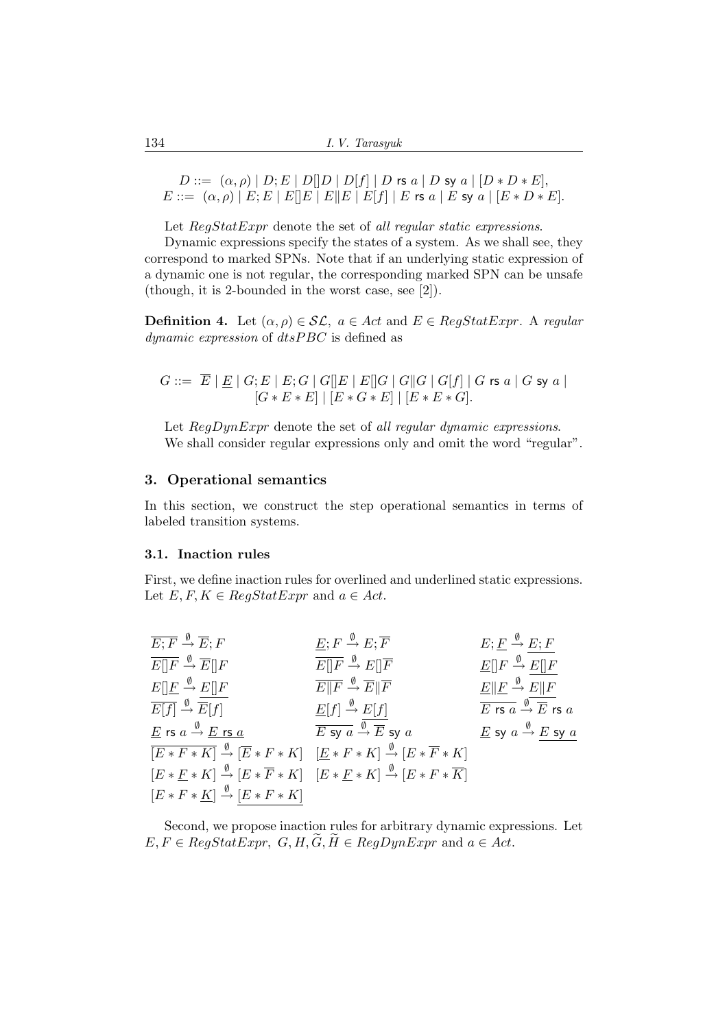$$D ::= \ (\alpha, \rho) \mid D;E \mid D[]D \mid D[f] \mid D \ \mathsf{rs}\ a \mid D \ \mathsf{sy}\ a \mid [D * D * E],$$
$$E ::= \ (\alpha, \rho) \mid E;E \mid E[]E \mid E\|E \mid E[f] \mid E \ \mathsf{rs}\ a \mid E \ \mathsf{sy}\ a \mid [E * D * E].$$

Let *RegStatExpr* denote the set of *all regular static expressions*.

Dynamic expressions specify the states of a system. As we shall see, they correspond to marked SPNs. Note that if an underlying static expression of a dynamic one is not regular, the corresponding marked SPN can be unsafe (though, it is 2-bounded in the worst case, see [2]).

**Definition 4.** Let $(\alpha, \rho) \in \mathcal{SL},\ a \in Act$ and $E \in RegStatExpr$. A *regular dynamic expression* of *dtsPBC* is defined as

$$G ::= \ \overline{E} \mid \underline{E} \mid G;E \mid E;G \mid G[]E \mid E[]G \mid G\|G \mid G[f] \mid G \ \mathsf{rs}\ a \mid G \ \mathsf{sy}\ a \mid [G * E * E] \mid [E * G * E] \mid [E * E * G].$$

Let *RegDynExpr* denote the set of *all regular dynamic expressions*.

We shall consider regular expressions only and omit the word "regular".

## 3. Operational semantics

In this section, we construct the step operational semantics in terms of labeled transition systems.

### 3.1. Inaction rules

First, we define inaction rules for overlined and underlined static expressions. Let $E, F, K \in RegStatExpr$ and $a \in Act$.

$$\overline{E;F} \xrightarrow{\emptyset} \overline{E};F \qquad \underline{E};F \xrightarrow{\emptyset} E;\overline{F} \qquad E;\underline{F} \xrightarrow{\emptyset} \underline{E;F}$$

$$\overline{E[]F} \xrightarrow{\emptyset} \overline{E}[]F \qquad \overline{E[]F} \xrightarrow{\emptyset} E[]\overline{F} \qquad \underline{E}[]F \xrightarrow{\emptyset} \underline{E[]F}$$

$$E[]\underline{F} \xrightarrow{\emptyset} \underline{E[]F} \qquad \overline{E\|F} \xrightarrow{\emptyset} \overline{E}\|\overline{F} \qquad \underline{E}\|\underline{F} \xrightarrow{\emptyset} \underline{E\|F}$$

$$\overline{E[f]} \xrightarrow{\emptyset} \overline{E}[f] \qquad \underline{E}[f] \xrightarrow{\emptyset} \underline{E[f]} \qquad \overline{E \ \mathsf{rs}\ a} \xrightarrow{\emptyset} \overline{E} \ \mathsf{rs}\ a$$

$$\underline{E} \ \mathsf{rs}\ a \xrightarrow{\emptyset} \underline{E \ \mathsf{rs}\ a} \qquad \overline{E \ \mathsf{sy}\ a} \xrightarrow{\emptyset} \overline{E} \ \mathsf{sy}\ a \qquad \underline{E} \ \mathsf{sy}\ a \xrightarrow{\emptyset} \underline{E \ \mathsf{sy}\ a}$$

$$\overline{[E * F * K]} \xrightarrow{\emptyset} [\overline{E} * F * K] \qquad [\underline{E} * F * K] \xrightarrow{\emptyset} [E * \overline{F} * K]$$

$$[E * \underline{F} * K] \xrightarrow{\emptyset} [E * \overline{F} * K] \qquad [E * \underline{F} * K] \xrightarrow{\emptyset} [E * F * \overline{K}]$$

$$[E * F * \underline{K}] \xrightarrow{\emptyset} \underline{[E * F * K]}$$

Second, we propose inaction rules for arbitrary dynamic expressions. Let $E, F \in RegStatExpr,\ G, H, \widetilde{G}, \widetilde{H} \in RegDynExpr$ and $a \in Act$.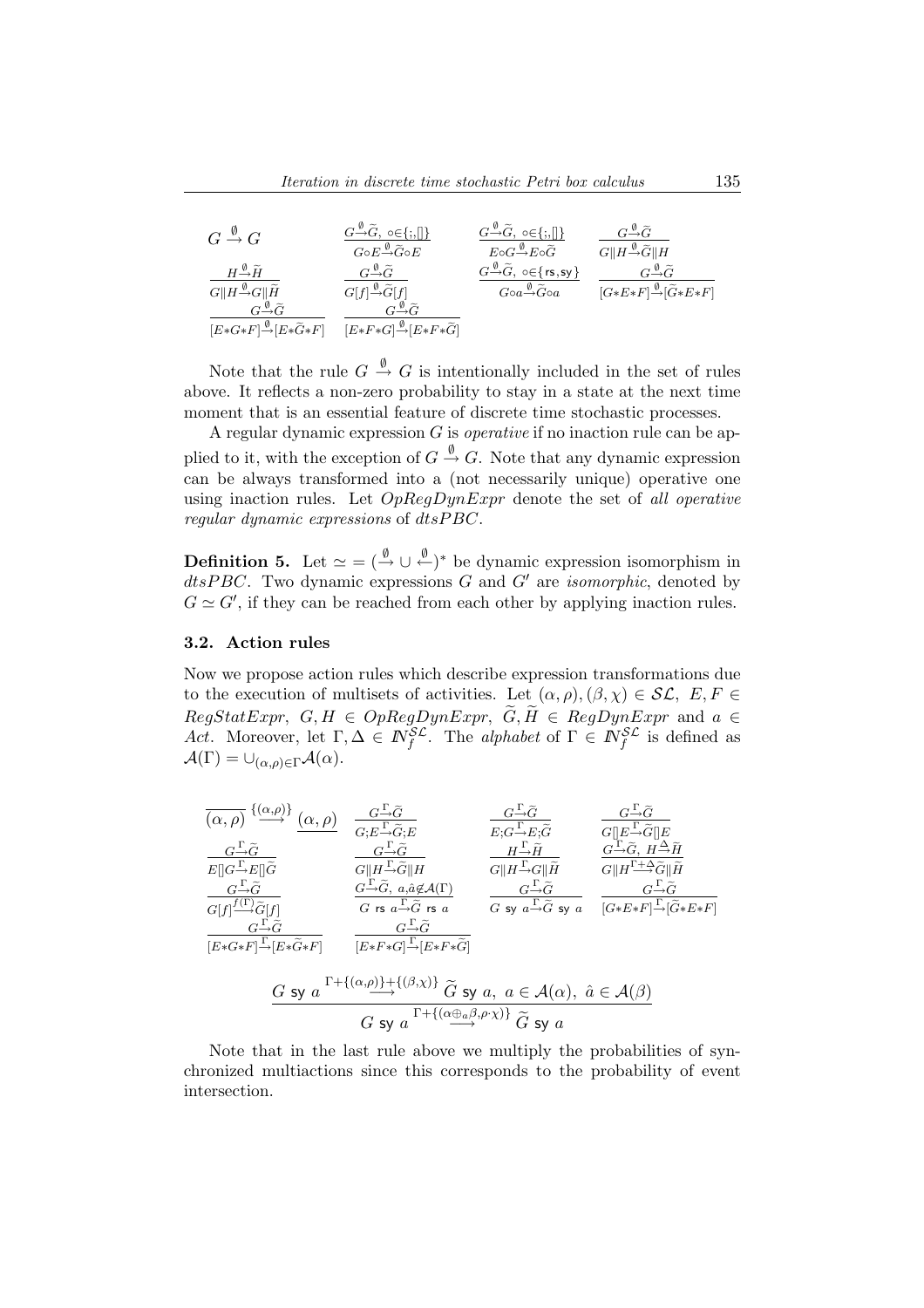$$G \stackrel{\emptyset}{\rightarrow} G \qquad \frac{G \stackrel{\emptyset}{\rightarrow} \widetilde{G},\ \circ\in\{;,[]\}}{G\circ E \stackrel{\emptyset}{\rightarrow} \widetilde{G}\circ E} \qquad \frac{G \stackrel{\emptyset}{\rightarrow} \widetilde{G},\ \circ\in\{;,[]\}}{E\circ G \stackrel{\emptyset}{\rightarrow} E\circ \widetilde{G}} \qquad \frac{G \stackrel{\emptyset}{\rightarrow} \widetilde{G}}{G\|H \stackrel{\emptyset}{\rightarrow} \widetilde{G}\|H}$$

$$\frac{H \stackrel{\emptyset}{\rightarrow} \widetilde{H}}{G\|H \stackrel{\emptyset}{\rightarrow} G\|\widetilde{H}} \qquad \frac{G \stackrel{\emptyset}{\rightarrow} \widetilde{G}}{G[f] \stackrel{\emptyset}{\rightarrow} \widetilde{G}[f]} \qquad \frac{G \stackrel{\emptyset}{\rightarrow} \widetilde{G},\ \circ\in\{\mathsf{rs},\mathsf{sy}\}}{G\circ a \stackrel{\emptyset}{\rightarrow} \widetilde{G}\circ a} \qquad \frac{G \stackrel{\emptyset}{\rightarrow} \widetilde{G}}{[G{*}E{*}F] \stackrel{\emptyset}{\rightarrow} [\widetilde{G}{*}E{*}F]}$$

$$\frac{G \stackrel{\emptyset}{\rightarrow} \widetilde{G}}{[E{*}G{*}F] \stackrel{\emptyset}{\rightarrow} [E{*}\widetilde{G}{*}F]} \qquad \frac{G \stackrel{\emptyset}{\rightarrow} \widetilde{G}}{[E{*}F{*}G] \stackrel{\emptyset}{\rightarrow} [E{*}F{*}\widetilde{G}]}$$

Note that the rule $G \stackrel{\emptyset}{\rightarrow} G$ is intentionally included in the set of rules above. It reflects a non-zero probability to stay in a state at the next time moment that is an essential feature of discrete time stochastic processes.

A regular dynamic expression $G$ is *operative* if no inaction rule can be applied to it, with the exception of $G \stackrel{\emptyset}{\rightarrow} G$. Note that any dynamic expression can be always transformed into a (not necessarily unique) operative one using inaction rules. Let $OpRegDynExpr$ denote the set of *all operative regular dynamic expressions* of $dtsPBC$.

**Definition 5.** Let $\simeq\, = (\stackrel{\emptyset}{\rightarrow} \cup \stackrel{\emptyset}{\leftarrow})^*$ be dynamic expression isomorphism in $dtsPBC$. Two dynamic expressions $G$ and $G'$ are *isomorphic*, denoted by $G \simeq G'$, if they can be reached from each other by applying inaction rules.

### 3.2. Action rules

Now we propose action rules which describe expression transformations due to the execution of multisets of activities. Let $(\alpha,\rho),(\beta,\chi) \in \mathcal{SL},\ E,F \in RegStatExpr,\ G,H \in OpRegDynExpr,\ \widetilde{G},\widetilde{H} \in RegDynExpr$ and $a \in Act$. Moreover, let $\Gamma,\Delta \in I\!N_f^{\mathcal{SL}}$. The *alphabet* of $\Gamma \in I\!N_f^{\mathcal{SL}}$ is defined as $\mathcal{A}(\Gamma) = \cup_{(\alpha,\rho)\in\Gamma}\mathcal{A}(\alpha)$.

$$\overline{\underline{(\alpha,\rho)}} \stackrel{\{(\alpha,\rho)\}}{\longrightarrow} \underline{(\alpha,\rho)} \qquad \frac{G \stackrel{\Gamma}{\rightarrow} \widetilde{G}}{G;E \stackrel{\Gamma}{\rightarrow} \widetilde{G};E} \qquad \frac{G \stackrel{\Gamma}{\rightarrow} \widetilde{G}}{E;G \stackrel{\Gamma}{\rightarrow} E;\widetilde{G}} \qquad \frac{G \stackrel{\Gamma}{\rightarrow} \widetilde{G}}{G[]E \stackrel{\Gamma}{\rightarrow} \widetilde{G}[]E}$$

$$\frac{G \stackrel{\Gamma}{\rightarrow} \widetilde{G}}{E[]G \stackrel{\Gamma}{\rightarrow} E[]\widetilde{G}} \qquad \frac{G \stackrel{\Gamma}{\rightarrow} \widetilde{G}}{G\|H \stackrel{\Gamma}{\rightarrow} \widetilde{G}\|H} \qquad \frac{H \stackrel{\Gamma}{\rightarrow} \widetilde{H}}{G\|H \stackrel{\Gamma}{\rightarrow} G\|\widetilde{H}} \qquad \frac{G \stackrel{\Gamma}{\rightarrow} \widetilde{G},\ H \stackrel{\Delta}{\rightarrow} \widetilde{H}}{G\|H \stackrel{\Gamma+\Delta}{\longrightarrow} \widetilde{G}\|\widetilde{H}}$$

$$\frac{G \stackrel{\Gamma}{\rightarrow} \widetilde{G}}{G[f] \stackrel{f(\Gamma)}{\longrightarrow} \widetilde{G}[f]} \qquad \frac{G \stackrel{\Gamma}{\rightarrow} \widetilde{G},\ a,\hat{a}\not\in\mathcal{A}(\Gamma)}{G\ \mathsf{rs}\ a \stackrel{\Gamma}{\rightarrow} \widetilde{G}\ \mathsf{rs}\ a} \qquad \frac{G \stackrel{\Gamma}{\rightarrow} \widetilde{G}}{G\ \mathsf{sy}\ a \stackrel{\Gamma}{\rightarrow} \widetilde{G}\ \mathsf{sy}\ a} \qquad \frac{G \stackrel{\Gamma}{\rightarrow} \widetilde{G}}{[G{*}E{*}F] \stackrel{\Gamma}{\rightarrow} [\widetilde{G}{*}E{*}F]}$$

$$\frac{G \stackrel{\Gamma}{\rightarrow} \widetilde{G}}{[E{*}G{*}F] \stackrel{\Gamma}{\rightarrow} [E{*}\widetilde{G}{*}F]} \qquad \frac{G \stackrel{\Gamma}{\rightarrow} \widetilde{G}}{[E{*}F{*}G] \stackrel{\Gamma}{\rightarrow} [E{*}F{*}\widetilde{G}]}$$

$$\frac{G\ \mathsf{sy}\ a \stackrel{\Gamma+\{(\alpha,\rho)\}+\{(\beta,\chi)\}}{\longrightarrow} \widetilde{G}\ \mathsf{sy}\ a,\ a\in\mathcal{A}(\alpha),\ \hat{a}\in\mathcal{A}(\beta)}{G\ \mathsf{sy}\ a \stackrel{\Gamma+\{(\alpha\oplus_a\beta,\rho\cdot\chi)\}}{\longrightarrow} \widetilde{G}\ \mathsf{sy}\ a}$$

Note that in the last rule above we multiply the probabilities of synchronized multiactions since this corresponds to the probability of event intersection.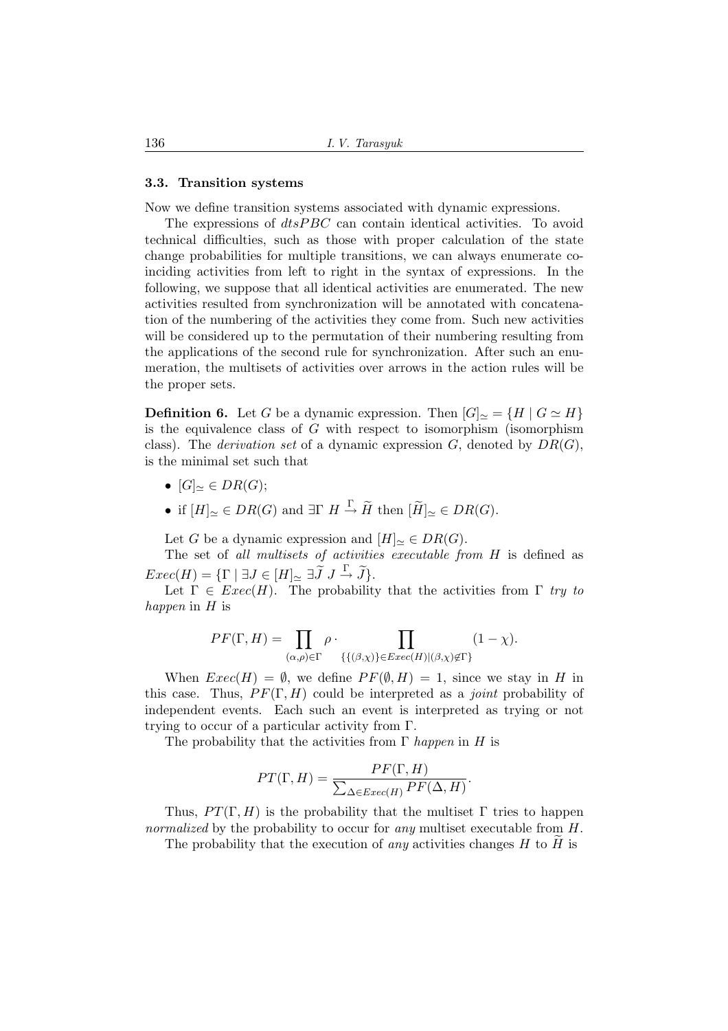### 3.3. Transition systems

Now we define transition systems associated with dynamic expressions.

The expressions of *dtsPBC* can contain identical activities. To avoid technical difficulties, such as those with proper calculation of the state change probabilities for multiple transitions, we can always enumerate coinciding activities from left to right in the syntax of expressions. In the following, we suppose that all identical activities are enumerated. The new activities resulted from synchronization will be annotated with concatenation of the numbering of the activities they come from. Such new activities will be considered up to the permutation of their numbering resulting from the applications of the second rule for synchronization. After such an enumeration, the multisets of activities over arrows in the action rules will be the proper sets.

**Definition 6.** Let $G$ be a dynamic expression. Then $[G]_{\simeq} = \{H \mid G \simeq H\}$ is the equivalence class of $G$ with respect to isomorphism (isomorphism class). The *derivation set* of a dynamic expression $G$, denoted by $DR(G)$, is the minimal set such that

- $[G]_{\simeq} \in DR(G)$;
- if $[H]_{\simeq} \in DR(G)$ and $\exists \Gamma \; H \xrightarrow{\Gamma} \widetilde{H}$ then $[\widetilde{H}]_{\simeq} \in DR(G)$.

Let $G$ be a dynamic expression and $[H]_{\simeq} \in DR(G)$.

The set of *all multisets of activities executable from* $H$ is defined as $Exec(H) = \{\Gamma \mid \exists J \in [H]_{\simeq} \; \exists \widetilde{J} \; J \xrightarrow{\Gamma} \widetilde{J}\}$.

Let $\Gamma \in Exec(H)$. The probability that the activities from $\Gamma$ *try to happen* in $H$ is

$$PF(\Gamma, H) = \prod_{(\alpha,\rho)\in\Gamma} \rho \cdot \prod_{\{\{(\beta,\chi)\}\in Exec(H) \mid (\beta,\chi)\notin\Gamma\}} (1 - \chi).$$

When $Exec(H) = \emptyset$, we define $PF(\emptyset, H) = 1$, since we stay in $H$ in this case. Thus, $PF(\Gamma, H)$ could be interpreted as a *joint* probability of independent events. Each such an event is interpreted as trying or not trying to occur of a particular activity from $\Gamma$.

The probability that the activities from $\Gamma$ *happen* in $H$ is

$$PT(\Gamma, H) = \frac{PF(\Gamma, H)}{\sum_{\Delta \in Exec(H)} PF(\Delta, H)}.$$

Thus, $PT(\Gamma, H)$ is the probability that the multiset $\Gamma$ tries to happen *normalized* by the probability to occur for *any* multiset executable from $H$.

The probability that the execution of *any* activities changes $H$ to $\widetilde{H}$ is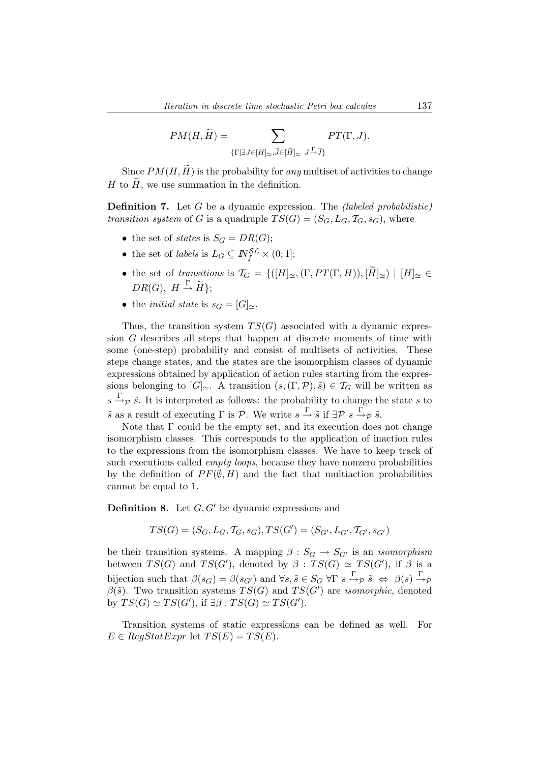$$PM(H, \widetilde{H}) = \sum_{\{\Gamma \mid \exists J \in [H]_\simeq, \widetilde{J} \in [\widetilde{H}]_\simeq \ J \xrightarrow{\Gamma} \widetilde{J}\}} PT(\Gamma, J).$$

Since $PM(H, \widetilde{H})$ is the probability for *any* multiset of activities to change $H$ to $\widetilde{H}$, we use summation in the definition.

**Definition 7.** Let $G$ be a dynamic expression. The *(labeled probabilistic) transition system* of $G$ is a quadruple $TS(G) = (S_G, L_G, \mathcal{T}_G, s_G)$, where

- the set of *states* is $S_G = DR(G)$;
- the set of *labels* is $L_G \subseteq I\!N_f^{\mathcal{SL}} \times (0; 1]$;
- the set of *transitions* is $\mathcal{T}_G = \{([H]_\simeq, (\Gamma, PT(\Gamma, H)), [\widetilde{H}]_\simeq) \mid [H]_\simeq \in DR(G),\ H \xrightarrow{\Gamma} \widetilde{H}\}$;
- the *initial state* is $s_G = [G]_\simeq$.

Thus, the transition system $TS(G)$ associated with a dynamic expression $G$ describes all steps that happen at discrete moments of time with some (one-step) probability and consist of multisets of activities. These steps change states, and the states are the isomorphism classes of dynamic expressions obtained by application of action rules starting from the expressions belonging to $[G]_\simeq$. A transition $(s, (\Gamma, \mathcal{P}), \tilde{s}) \in \mathcal{T}_G$ will be written as $s \xrightarrow{\Gamma}_{\mathcal{P}} \tilde{s}$. It is interpreted as follows: the probability to change the state $s$ to $\tilde{s}$ as a result of executing $\Gamma$ is $\mathcal{P}$. We write $s \xrightarrow{\Gamma} \tilde{s}$ if $\exists \mathcal{P}\ s \xrightarrow{\Gamma}_{\mathcal{P}} \tilde{s}$.

Note that $\Gamma$ could be the empty set, and its execution does not change isomorphism classes. This corresponds to the application of inaction rules to the expressions from the isomorphism classes. We have to keep track of such executions called *empty loops*, because they have nonzero probabilities by the definition of $PF(\emptyset, H)$ and the fact that multiaction probabilities cannot be equal to 1.

**Definition 8.** Let $G, G'$ be dynamic expressions and

$$TS(G) = (S_G, L_G, \mathcal{T}_G, s_G), TS(G') = (S_{G'}, L_{G'}, \mathcal{T}_{G'}, s_{G'})$$

be their transition systems. A mapping $\beta : S_G \to S_{G'}$ is an *isomorphism* between $TS(G)$ and $TS(G')$, denoted by $\beta : TS(G) \simeq TS(G')$, if $\beta$ is a bijection such that $\beta(s_G) = \beta(s_{G'})$ and $\forall s, \tilde{s} \in S_G\ \forall \Gamma\ s \xrightarrow{\Gamma}_{\mathcal{P}} \tilde{s} \ \Leftrightarrow\ \beta(s) \xrightarrow{\Gamma}_{\mathcal{P}} \beta(\tilde{s})$. Two transition systems $TS(G)$ and $TS(G')$ are *isomorphic*, denoted by $TS(G) \simeq TS(G')$, if $\exists \beta : TS(G) \simeq TS(G')$.

Transition systems of static expressions can be defined as well. For $E \in RegStatExpr$ let $TS(E) = TS(\overline{E})$.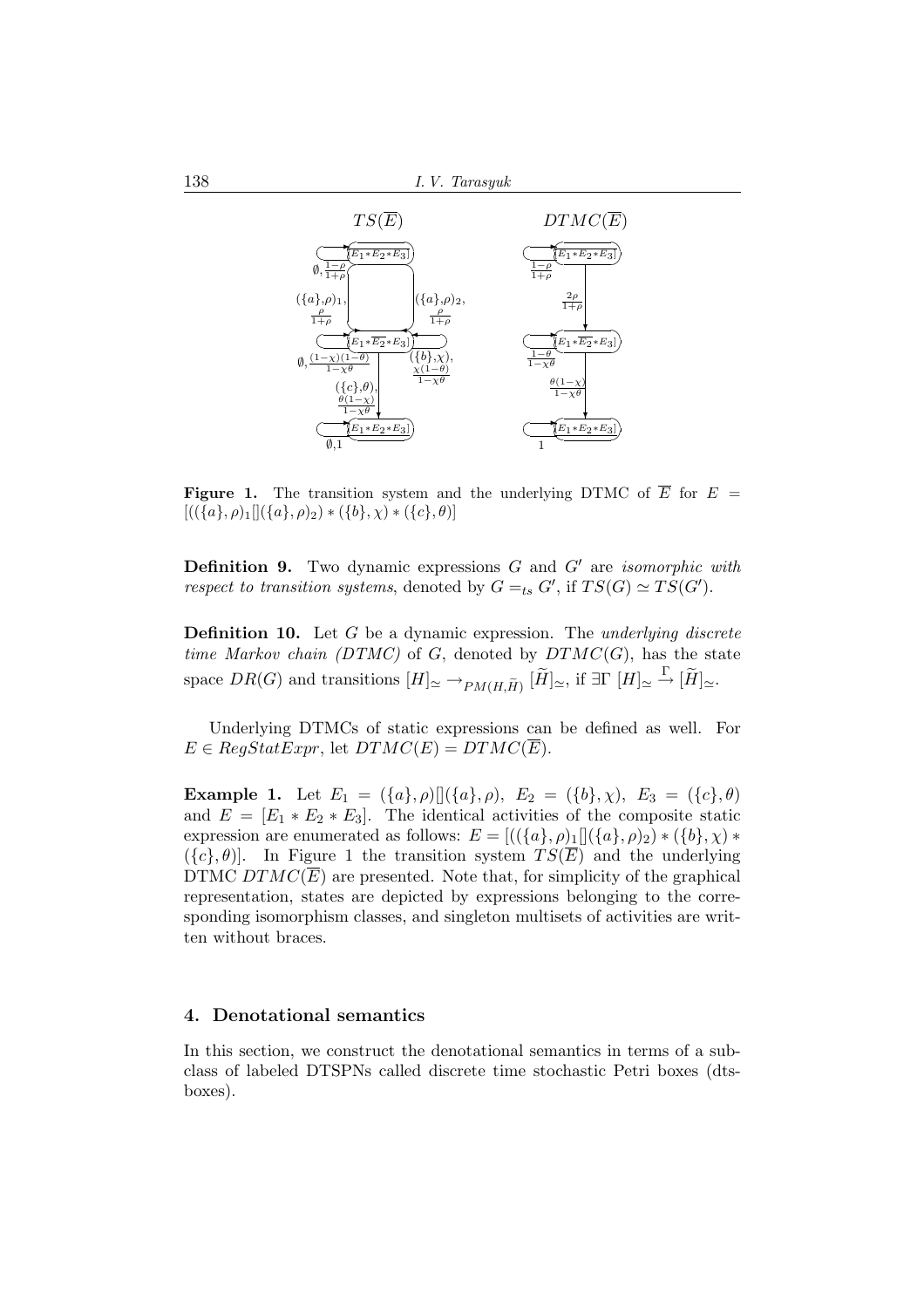**Figure 1.** The transition system and the underlying DTMC of $\overline{E}$ for $E = [((\{a\},\rho)_1[](\{a\},\rho)_2) * (\{b\},\chi) * (\{c\},\theta)]$

**Definition 9.** Two dynamic expressions $G$ and $G'$ are *isomorphic with respect to transition systems*, denoted by $G =_{ts} G'$, if $TS(G) \simeq TS(G')$.

**Definition 10.** Let $G$ be a dynamic expression. The *underlying discrete time Markov chain (DTMC)* of $G$, denoted by $DTMC(G)$, has the state space $DR(G)$ and transitions $[H]_\simeq \rightarrow_{PM(H,\widetilde{H})} [\widetilde{H}]_\simeq$, if $\exists\Gamma\ [H]_\simeq \stackrel{\Gamma}{\rightarrow} [\widetilde{H}]_\simeq$.

Underlying DTMCs of static expressions can be defined as well. For $E \in RegStatExpr$, let $DTMC(E) = DTMC(\overline{E})$.

**Example 1.** Let $E_1 = (\{a\},\rho)[](\{a\},\rho)$, $E_2 = (\{b\},\chi)$, $E_3 = (\{c\},\theta)$ and $E = [E_1 * E_2 * E_3]$. The identical activities of the composite static expression are enumerated as follows: $E = [((\{a\},\rho)_1[](\{a\},\rho)_2) * (\{b\},\chi) * (\{c\},\theta)]$. In Figure 1 the transition system $TS(\overline{E})$ and the underlying DTMC $DTMC(\overline{E})$ are presented. Note that, for simplicity of the graphical representation, states are depicted by expressions belonging to the corresponding isomorphism classes, and singleton multisets of activities are written without braces.

## 4. Denotational semantics

In this section, we construct the denotational semantics in terms of a subclass of labeled DTSPNs called discrete time stochastic Petri boxes (dts-boxes).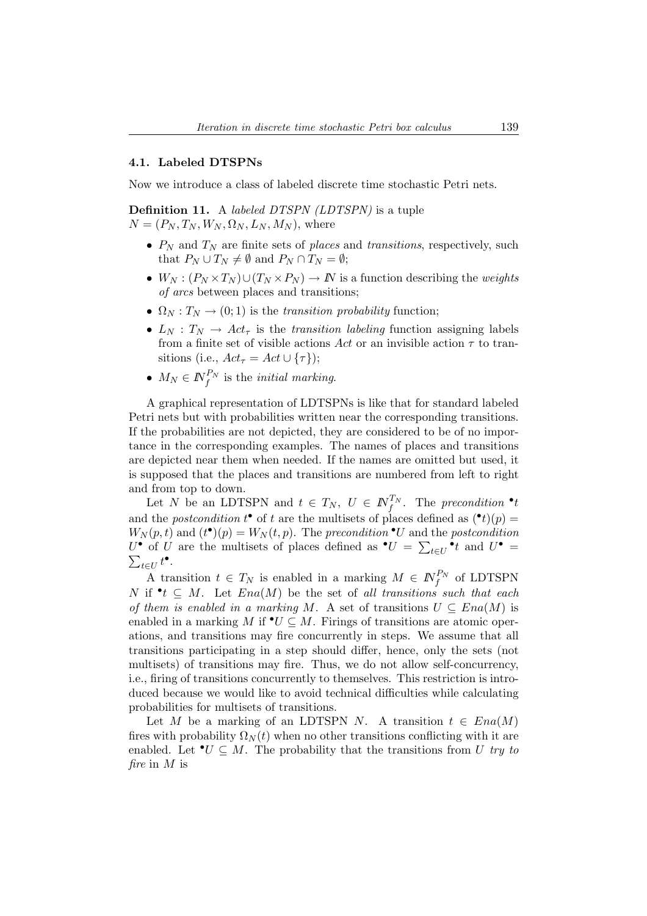### 4.1. Labeled DTSPNs

Now we introduce a class of labeled discrete time stochastic Petri nets.

**Definition 11.** A *labeled DTSPN (LDTSPN)* is a tuple $N = (P_N, T_N, W_N, \Omega_N, L_N, M_N)$, where

- $P_N$ and $T_N$ are finite sets of *places* and *transitions*, respectively, such that $P_N \cup T_N \neq \emptyset$ and $P_N \cap T_N = \emptyset$;
- $W_N : (P_N \times T_N) \cup (T_N \times P_N) \to I\!N$ is a function describing the *weights of arcs* between places and transitions;
- $\Omega_N : T_N \to (0; 1)$ is the *transition probability* function;
- $L_N : T_N \to Act_\tau$ is the *transition labeling* function assigning labels from a finite set of visible actions $Act$ or an invisible action $\tau$ to transitions (i.e., $Act_\tau = Act \cup \{\tau\}$);
- $M_N \in I\!N_f^{P_N}$ is the *initial marking*.

A graphical representation of LDTSPNs is like that for standard labeled Petri nets but with probabilities written near the corresponding transitions. If the probabilities are not depicted, they are considered to be of no importance in the corresponding examples. The names of places and transitions are depicted near them when needed. If the names are omitted but used, it is supposed that the places and transitions are numbered from left to right and from top to down.

Let $N$ be an LDTSPN and $t \in T_N,\ U \in I\!N_f^{T_N}$. The *precondition* ${}^\bullet t$ and the *postcondition* $t^\bullet$ of $t$ are the multisets of places defined as $({}^\bullet t)(p) = W_N(p, t)$ and $(t^\bullet)(p) = W_N(t, p)$. The *precondition* ${}^\bullet U$ and the *postcondition* $U^\bullet$ of $U$ are the multisets of places defined as ${}^\bullet U = \sum_{t \in U} {}^\bullet t$ and $U^\bullet = \sum_{t \in U} t^\bullet$.

A transition $t \in T_N$ is enabled in a marking $M \in I\!N_f^{P_N}$ of LDTSPN $N$ if ${}^\bullet t \subseteq M$. Let $Ena(M)$ be the set of *all transitions such that each of them is enabled in a marking* $M$. A set of transitions $U \subseteq Ena(M)$ is enabled in a marking $M$ if ${}^\bullet U \subseteq M$. Firings of transitions are atomic operations, and transitions may fire concurrently in steps. We assume that all transitions participating in a step should differ, hence, only the sets (not multisets) of transitions may fire. Thus, we do not allow self-concurrency, i.e., firing of transitions concurrently to themselves. This restriction is introduced because we would like to avoid technical difficulties while calculating probabilities for multisets of transitions.

Let $M$ be a marking of an LDTSPN $N$. A transition $t \in Ena(M)$ fires with probability $\Omega_N(t)$ when no other transitions conflicting with it are enabled. Let ${}^\bullet U \subseteq M$. The probability that the transitions from $U$ *try to fire* in $M$ is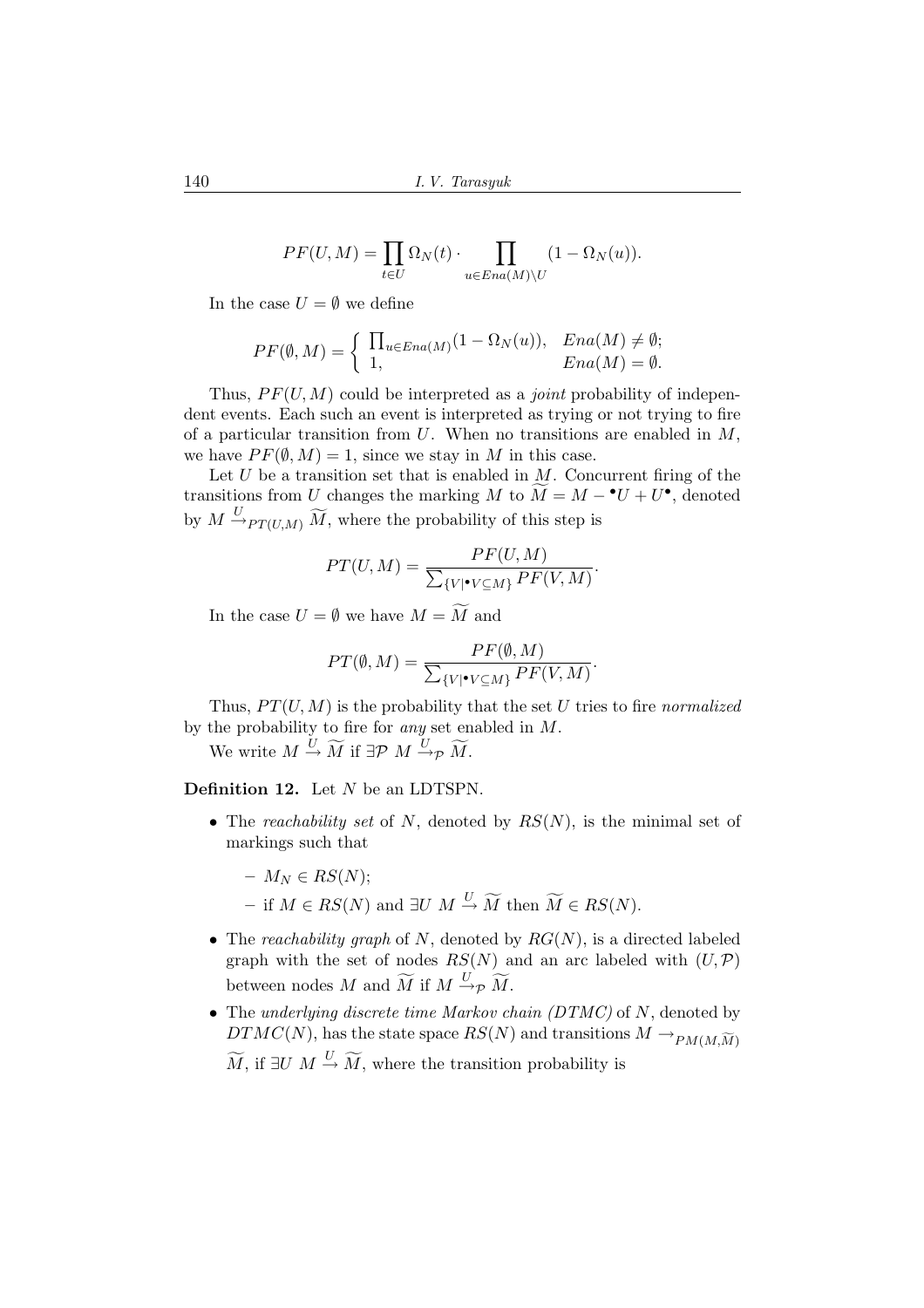$$PF(U, M) = \prod_{t \in U} \Omega_N(t) \cdot \prod_{u \in Ena(M) \setminus U} (1 - \Omega_N(u)).$$

In the case $U = \emptyset$ we define

$$PF(\emptyset, M) = \begin{cases} \prod_{u \in Ena(M)} (1 - \Omega_N(u)), & Ena(M) \neq \emptyset; \\ 1, & Ena(M) = \emptyset. \end{cases}$$

Thus, $PF(U, M)$ could be interpreted as a *joint* probability of independent events. Each such an event is interpreted as trying or not trying to fire of a particular transition from $U$. When no transitions are enabled in $M$, we have $PF(\emptyset, M) = 1$, since we stay in $M$ in this case.

Let $U$ be a transition set that is enabled in $M$. Concurrent firing of the transitions from $U$ changes the marking $M$ to $\widetilde{M} = M - {}^\bullet U + U^\bullet$, denoted by $M \xrightarrow{U}_{PT(U,M)} \widetilde{M}$, where the probability of this step is

$$PT(U, M) = \frac{PF(U, M)}{\sum_{\{V \mid {}^\bullet V \subseteq M\}} PF(V, M)}.$$

In the case $U = \emptyset$ we have $M = \widetilde{M}$ and

$$PT(\emptyset, M) = \frac{PF(\emptyset, M)}{\sum_{\{V \mid {}^\bullet V \subseteq M\}} PF(V, M)}.$$

Thus, $PT(U, M)$ is the probability that the set $U$ tries to fire *normalized* by the probability to fire for *any* set enabled in $M$.

We write $M \xrightarrow{U} \widetilde{M}$ if $\exists \mathcal{P} \; M \xrightarrow{U}_{\mathcal{P}} \widetilde{M}$.

**Definition 12.** Let $N$ be an LDTSPN.

- The *reachability set* of $N$, denoted by $RS(N)$, is the minimal set of markings such that
  - $M_N \in RS(N)$;
  - if $M \in RS(N)$ and $\exists U \; M \xrightarrow{U} \widetilde{M}$ then $\widetilde{M} \in RS(N)$.
- The *reachability graph* of $N$, denoted by $RG(N)$, is a directed labeled graph with the set of nodes $RS(N)$ and an arc labeled with $(U, \mathcal{P})$ between nodes $M$ and $\widetilde{M}$ if $M \xrightarrow{U}_{\mathcal{P}} \widetilde{M}$.
- The *underlying discrete time Markov chain (DTMC)* of $N$, denoted by $DTMC(N)$, has the state space $RS(N)$ and transitions $M \rightarrow_{PM(M,\widetilde{M})} \widetilde{M}$, if $\exists U \; M \xrightarrow{U} \widetilde{M}$, where the transition probability is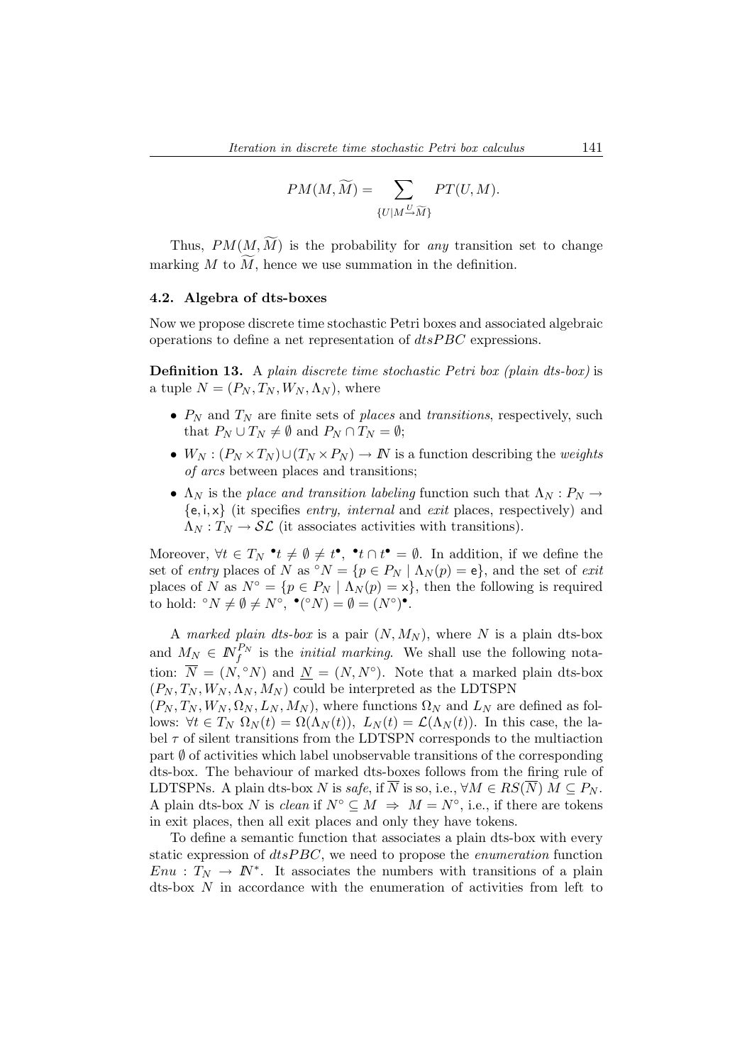$$PM(M, \widetilde{M}) = \sum_{\{U \mid M \xrightarrow{U} \widetilde{M}\}} PT(U, M).$$

Thus, $PM(M, \widetilde{M})$ is the probability for *any* transition set to change marking $M$ to $\widetilde{M}$, hence we use summation in the definition.

### 4.2. Algebra of dts-boxes

Now we propose discrete time stochastic Petri boxes and associated algebraic operations to define a net representation of $dtsPBC$ expressions.

**Definition 13.** A *plain discrete time stochastic Petri box (plain dts-box)* is a tuple $N = (P_N, T_N, W_N, \Lambda_N)$, where

- $P_N$ and $T_N$ are finite sets of *places* and *transitions*, respectively, such that $P_N \cup T_N \neq \emptyset$ and $P_N \cap T_N = \emptyset$;
- $W_N : (P_N \times T_N) \cup (T_N \times P_N) \to \mathbb{N}$ is a function describing the *weights of arcs* between places and transitions;
- $\Lambda_N$ is the *place and transition labeling* function such that $\Lambda_N : P_N \to \{\mathsf{e}, \mathsf{i}, \mathsf{x}\}$ (it specifies *entry, internal* and *exit* places, respectively) and $\Lambda_N : T_N \to \mathcal{SL}$ (it associates activities with transitions).

Moreover, $\forall t \in T_N \ {}^\bullet t \neq \emptyset \neq t^\bullet, \ {}^\bullet t \cap t^\bullet = \emptyset$. In addition, if we define the set of *entry* places of $N$ as ${}^\circ N = \{p \in P_N \mid \Lambda_N(p) = \mathsf{e}\}$, and the set of *exit* places of $N$ as $N^\circ = \{p \in P_N \mid \Lambda_N(p) = \mathsf{x}\}$, then the following is required to hold: ${}^\circ N \neq \emptyset \neq N^\circ, \ {}^\bullet({}^\circ N) = \emptyset = (N^\circ)^\bullet$.

A *marked plain dts-box* is a pair $(N, M_N)$, where $N$ is a plain dts-box and $M_N \in \mathbb{N}_f^{P_N}$ is the *initial marking*. We shall use the following notation: $\overline{N} = (N, {}^\circ N)$ and $\underline{N} = (N, N^\circ)$. Note that a marked plain dts-box $(P_N, T_N, W_N, \Lambda_N, M_N)$ could be interpreted as the LDTSPN $(P_N, T_N, W_N, \Omega_N, L_N, M_N)$, where functions $\Omega_N$ and $L_N$ are defined as follows: $\forall t \in T_N \ \Omega_N(t) = \Omega(\Lambda_N(t)), \ L_N(t) = \mathcal{L}(\Lambda_N(t))$. In this case, the label $\tau$ of silent transitions from the LDTSPN corresponds to the multiaction part $\emptyset$ of activities which label unobservable transitions of the corresponding dts-box. The behaviour of marked dts-boxes follows from the firing rule of LDTSPNs. A plain dts-box $N$ is *safe*, if $\overline{N}$ is so, i.e., $\forall M \in RS(\overline{N}) \ M \subseteq P_N$. A plain dts-box $N$ is *clean* if $N^\circ \subseteq M \ \Rightarrow \ M = N^\circ$, i.e., if there are tokens in exit places, then all exit places and only they have tokens.

To define a semantic function that associates a plain dts-box with every static expression of $dtsPBC$, we need to propose the *enumeration* function $Enu : T_N \to \mathbb{N}^*$. It associates the numbers with transitions of a plain dts-box $N$ in accordance with the enumeration of activities from left to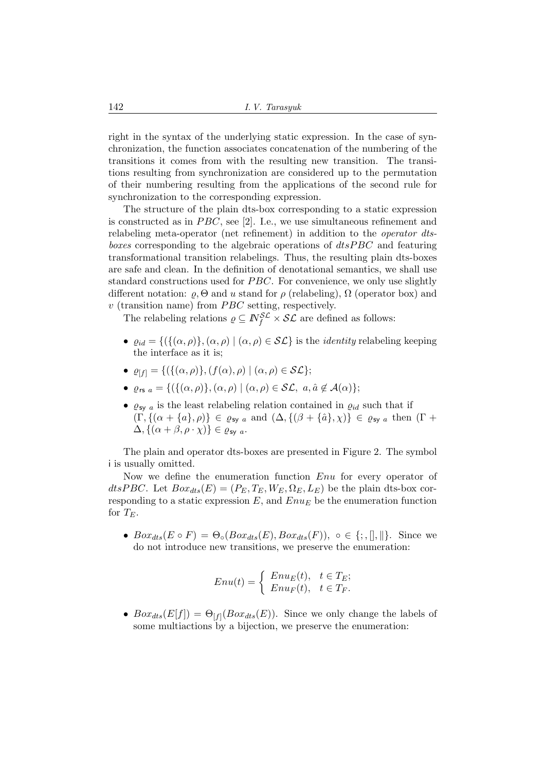right in the syntax of the underlying static expression. In the case of synchronization, the function associates concatenation of the numbering of the transitions it comes from with the resulting new transition. The transitions resulting from synchronization are considered up to the permutation of their numbering resulting from the applications of the second rule for synchronization to the corresponding expression.

The structure of the plain dts-box corresponding to a static expression is constructed as in $PBC$, see [2]. I.e., we use simultaneous refinement and relabeling meta-operator (net refinement) in addition to the *operator dts-boxes* corresponding to the algebraic operations of $dtsPBC$ and featuring transformational transition relabelings. Thus, the resulting plain dts-boxes are safe and clean. In the definition of denotational semantics, we shall use standard constructions used for $PBC$. For convenience, we only use slightly different notation: $\varrho, \Theta$ and $u$ stand for $\rho$ (relabeling), $\Omega$ (operator box) and $v$ (transition name) from $PBC$ setting, respectively.

The relabeling relations $\varrho \subseteq I\!N_f^{\mathcal{SL}} \times \mathcal{SL}$ are defined as follows:

- $\varrho_{id} = \{(\{(\alpha, \rho)\}, (\alpha, \rho) \mid (\alpha, \rho) \in \mathcal{SL}\}$ is the *identity* relabeling keeping the interface as it is;
- $\varrho_{[f]} = \{(\{(\alpha, \rho)\}, (f(\alpha), \rho) \mid (\alpha, \rho) \in \mathcal{SL}\}$;
- $\varrho_{\mathsf{rs}\ a} = \{(\{(\alpha, \rho)\}, (\alpha, \rho) \mid (\alpha, \rho) \in \mathcal{SL},\ a, \hat{a} \notin \mathcal{A}(\alpha)\}$;
- $\varrho_{\mathsf{sy}\ a}$ is the least relabeling relation contained in $\varrho_{id}$ such that if $(\Gamma, \{(\alpha + \{a\}, \rho)\} \in \varrho_{\mathsf{sy}\ a}$ and $(\Delta, \{(\beta + \{\hat{a}\}, \chi)\} \in \varrho_{\mathsf{sy}\ a}$ then $(\Gamma + \Delta, \{(\alpha + \beta, \rho \cdot \chi)\} \in \varrho_{\mathsf{sy}\ a}$.

The plain and operator dts-boxes are presented in Figure 2. The symbol i is usually omitted.

Now we define the enumeration function $Enu$ for every operator of $dtsPBC$. Let $Box_{dts}(E) = (P_E, T_E, W_E, \Omega_E, L_E)$ be the plain dts-box corresponding to a static expression $E$, and $Enu_E$ be the enumeration function for $T_E$.

- $Box_{dts}(E \circ F) = \Theta_\circ(Box_{dts}(E), Box_{dts}(F)),\ \circ \in \{;, [], \|\}$. Since we do not introduce new transitions, we preserve the enumeration:

$$Enu(t) = \begin{cases} Enu_E(t), & t \in T_E; \\ Enu_F(t), & t \in T_F. \end{cases}$$

- $Box_{dts}(E[f]) = \Theta_{[f]}(Box_{dts}(E))$. Since we only change the labels of some multiactions by a bijection, we preserve the enumeration: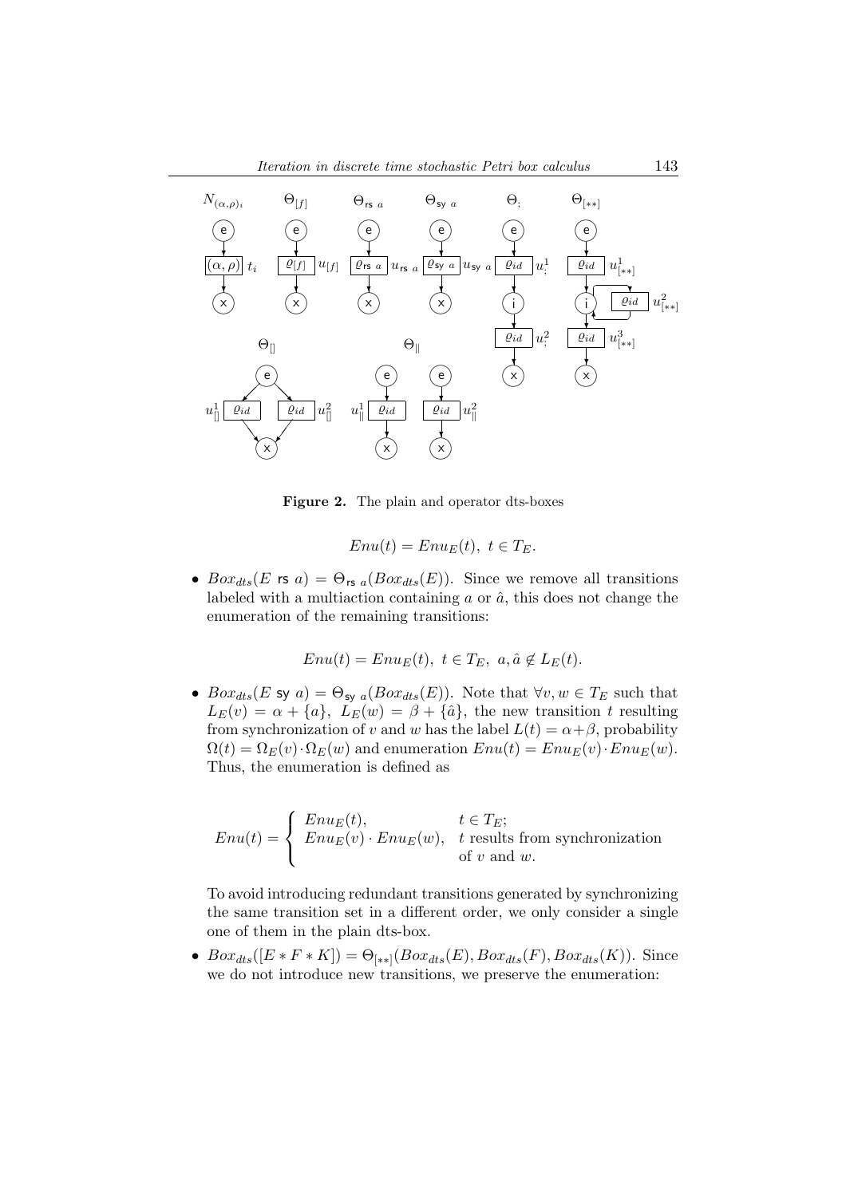**Figure 2.** The plain and operator dts-boxes

$$Enu(t) = Enu_E(t),\ t \in T_E.$$

- $Box_{dts}(E \text{ rs } a) = \Theta_{\text{rs } a}(Box_{dts}(E))$. Since we remove all transitions labeled with a multiaction containing $a$ or $\hat{a}$, this does not change the enumeration of the remaining transitions:

$$Enu(t) = Enu_E(t),\ t \in T_E,\ a, \hat{a} \notin L_E(t).$$

- $Box_{dts}(E \text{ sy } a) = \Theta_{\text{sy } a}(Box_{dts}(E))$. Note that $\forall v, w \in T_E$ such that $L_E(v) = \alpha + \{a\},\ L_E(w) = \beta + \{\hat{a}\}$, the new transition $t$ resulting from synchronization of $v$ and $w$ has the label $L(t) = \alpha + \beta$, probability $\Omega(t) = \Omega_E(v) \cdot \Omega_E(w)$ and enumeration $Enu(t) = Enu_E(v) \cdot Enu_E(w)$. Thus, the enumeration is defined as

$$Enu(t) = \begin{cases} Enu_E(t), & t \in T_E; \\ Enu_E(v) \cdot Enu_E(w), & t \text{ results from synchronization} \\ & \text{of } v \text{ and } w. \end{cases}$$

To avoid introducing redundant transitions generated by synchronizing the same transition set in a different order, we only consider a single one of them in the plain dts-box.

- $Box_{dts}([E * F * K]) = \Theta_{[**]}(Box_{dts}(E), Box_{dts}(F), Box_{dts}(K))$. Since we do not introduce new transitions, we preserve the enumeration: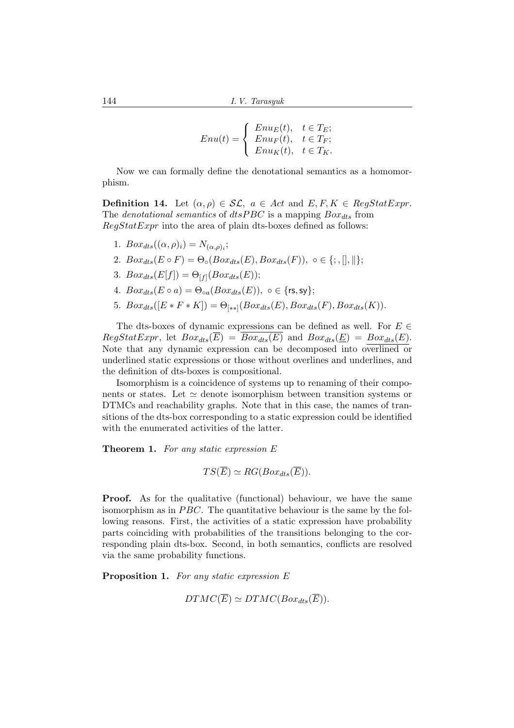$$Enu(t) = \begin{cases} Enu_E(t), & t \in T_E; \\ Enu_F(t), & t \in T_F; \\ Enu_K(t), & t \in T_K. \end{cases}$$

Now we can formally define the denotational semantics as a homomorphism.

**Definition 14.** Let $(\alpha, \rho) \in \mathcal{SL}$, $a \in Act$ and $E, F, K \in RegStatExpr$. The *denotational semantics* of *dtsPBC* is a mapping $Box_{dts}$ from $RegStatExpr$ into the area of plain dts-boxes defined as follows:

1. $Box_{dts}((\alpha,\rho)_\iota) = N_{(\alpha,\rho)_\iota}$;
2. $Box_{dts}(E \circ F) = \Theta_\circ(Box_{dts}(E), Box_{dts}(F)),\ \circ \in \{;, [], \|\}$;
3. $Box_{dts}(E[f]) = \Theta_{[f]}(Box_{dts}(E))$;
4. $Box_{dts}(E \circ a) = \Theta_{\circ a}(Box_{dts}(E)),\ \circ \in \{\mathsf{rs}, \mathsf{sy}\}$;
5. $Box_{dts}([E * F * K]) = \Theta_{[**]}(Box_{dts}(E), Box_{dts}(F), Box_{dts}(K))$.

The dts-boxes of dynamic expressions can be defined as well. For $E \in RegStatExpr$, let $Box_{dts}(\overline{E}) = \overline{Box_{dts}(E)}$ and $Box_{dts}(\underline{E}) = \underline{Box_{dts}(E)}$. Note that any dynamic expression can be decomposed into overlined or underlined static expressions or those without overlines and underlines, and the definition of dts-boxes is compositional.

Isomorphism is a coincidence of systems up to renaming of their components or states. Let $\simeq$ denote isomorphism between transition systems or DTMCs and reachability graphs. Note that in this case, the names of transitions of the dts-box corresponding to a static expression could be identified with the enumerated activities of the latter.

**Theorem 1.** *For any static expression E*

$$TS(\overline{E}) \simeq RG(Box_{dts}(\overline{E})).$$

**Proof.** As for the qualitative (functional) behaviour, we have the same isomorphism as in *PBC*. The quantitative behaviour is the same by the following reasons. First, the activities of a static expression have probability parts coinciding with probabilities of the transitions belonging to the corresponding plain dts-box. Second, in both semantics, conflicts are resolved via the same probability functions.

**Proposition 1.** *For any static expression E*

$$DTMC(\overline{E}) \simeq DTMC(Box_{dts}(\overline{E})).$$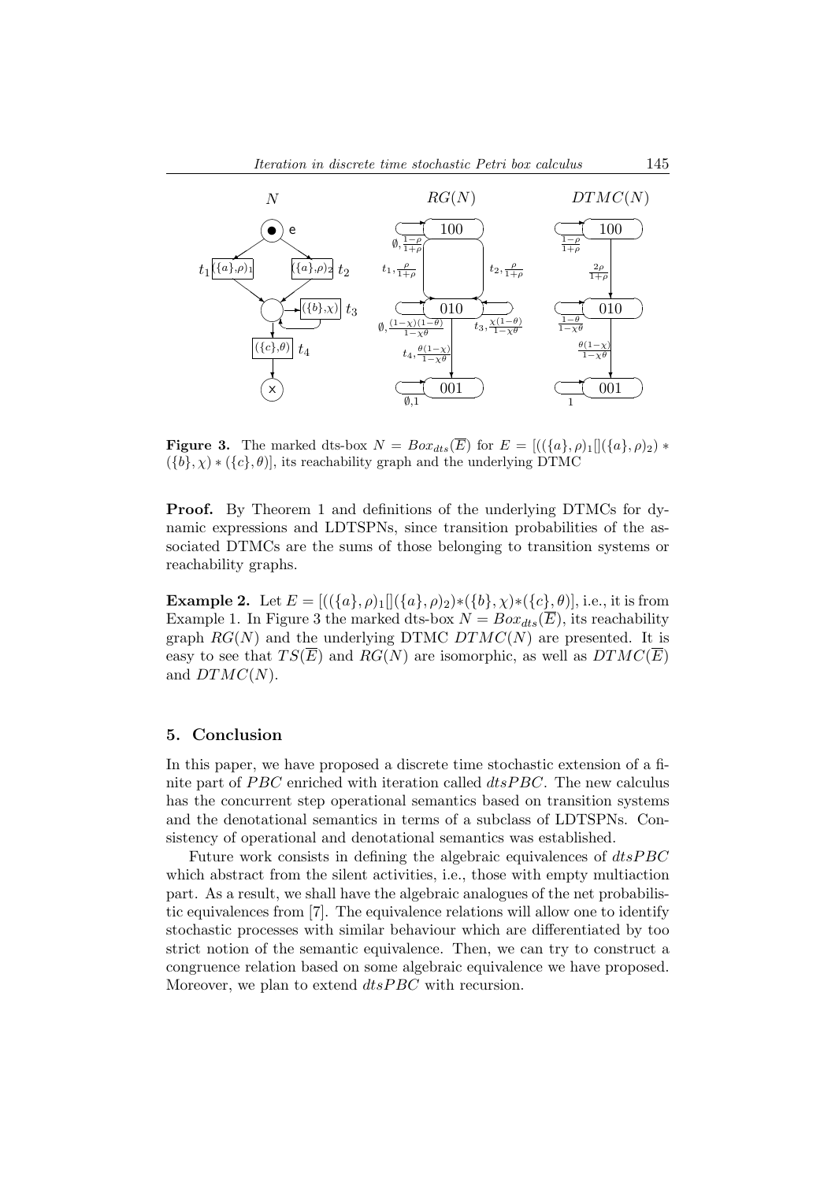**Figure 3.** The marked dts-box $N = Box_{dts}(\overline{E})$ for $E = [((\{a\},\rho)_1[](\{a\},\rho)_2) * (\{b\},\chi) * (\{c\},\theta)]$, its reachability graph and the underlying DTMC

**Proof.** By Theorem 1 and definitions of the underlying DTMCs for dynamic expressions and LDTSPNs, since transition probabilities of the associated DTMCs are the sums of those belonging to transition systems or reachability graphs.

**Example 2.** Let $E = [((\{a\},\rho)_1[](\{a\},\rho)_2)*(\{b\},\chi)*(\{c\},\theta)]$, i.e., it is from Example 1. In Figure 3 the marked dts-box $N = Box_{dts}(\overline{E})$, its reachability graph $RG(N)$ and the underlying DTMC $DTMC(N)$ are presented. It is easy to see that $TS(\overline{E})$ and $RG(N)$ are isomorphic, as well as $DTMC(\overline{E})$ and $DTMC(N)$.

## 5. Conclusion

In this paper, we have proposed a discrete time stochastic extension of a finite part of *PBC* enriched with iteration called *dtsPBC*. The new calculus has the concurrent step operational semantics based on transition systems and the denotational semantics in terms of a subclass of LDTSPNs. Consistency of operational and denotational semantics was established.

Future work consists in defining the algebraic equivalences of *dtsPBC* which abstract from the silent activities, i.e., those with empty multiaction part. As a result, we shall have the algebraic analogues of the net probabilistic equivalences from [7]. The equivalence relations will allow one to identify stochastic processes with similar behaviour which are differentiated by too strict notion of the semantic equivalence. Then, we can try to construct a congruence relation based on some algebraic equivalence we have proposed. Moreover, we plan to extend *dtsPBC* with recursion.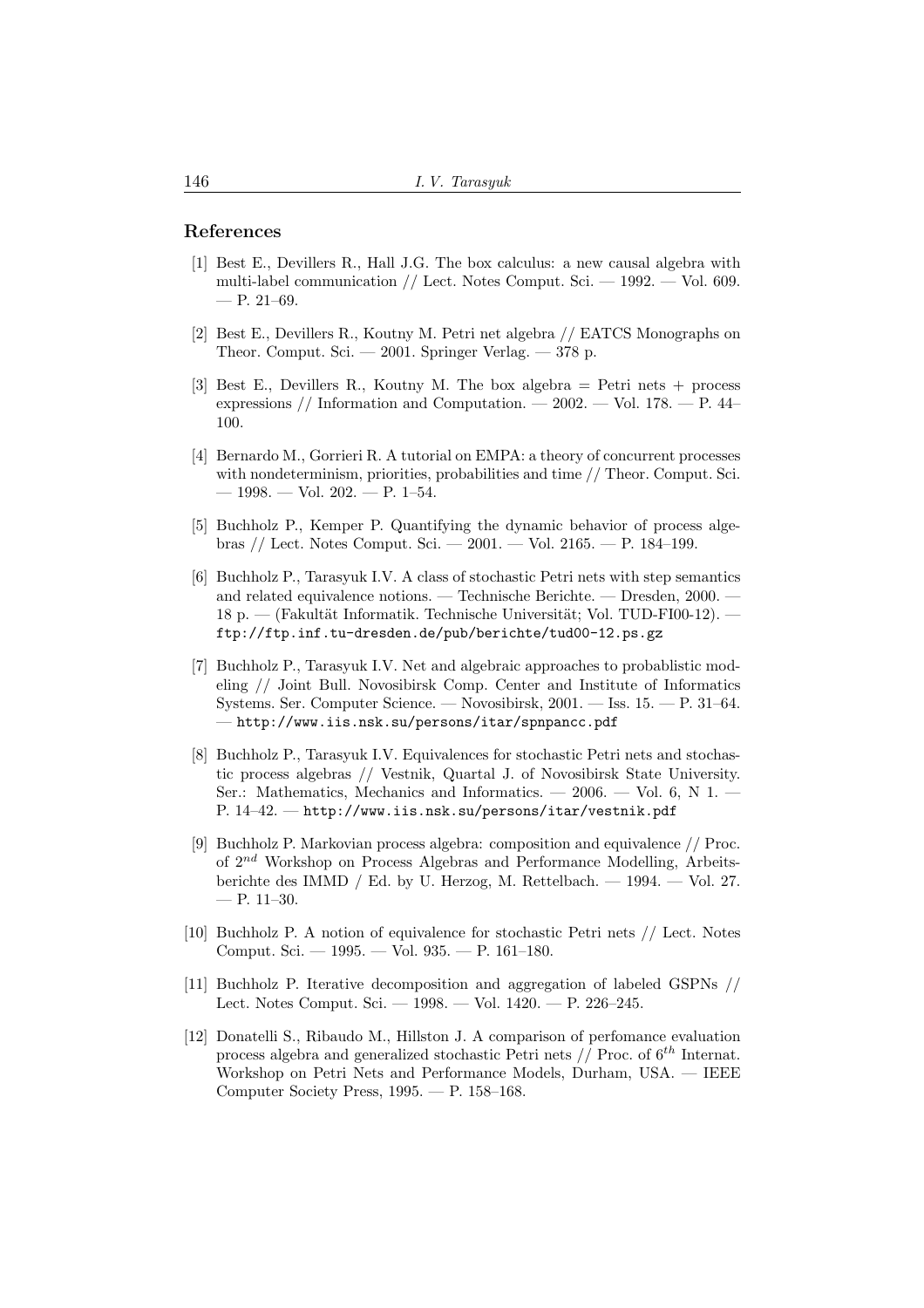## References

[1] Best E., Devillers R., Hall J.G. The box calculus: a new causal algebra with multi-label communication // Lect. Notes Comput. Sci. — 1992. — Vol. 609. — P. 21–69.

[2] Best E., Devillers R., Koutny M. Petri net algebra // EATCS Monographs on Theor. Comput. Sci. — 2001. Springer Verlag. — 378 p.

[3] Best E., Devillers R., Koutny M. The box algebra = Petri nets + process expressions // Information and Computation. — 2002. — Vol. 178. — P. 44–100.

[4] Bernardo M., Gorrieri R. A tutorial on EMPA: a theory of concurrent processes with nondeterminism, priorities, probabilities and time // Theor. Comput. Sci. — 1998. — Vol. 202. — P. 1–54.

[5] Buchholz P., Kemper P. Quantifying the dynamic behavior of process algebras // Lect. Notes Comput. Sci. — 2001. — Vol. 2165. — P. 184–199.

[6] Buchholz P., Tarasyuk I.V. A class of stochastic Petri nets with step semantics and related equivalence notions. — Technische Berichte. — Dresden, 2000. — 18 p. — (Fakultät Informatik. Technische Universität; Vol. TUD-FI00-12). — `ftp://ftp.inf.tu-dresden.de/pub/berichte/tud00-12.ps.gz`

[7] Buchholz P., Tarasyuk I.V. Net and algebraic approaches to probablistic modeling // Joint Bull. Novosibirsk Comp. Center and Institute of Informatics Systems. Ser. Computer Science. — Novosibirsk, 2001. — Iss. 15. — P. 31–64. — `http://www.iis.nsk.su/persons/itar/spnpancc.pdf`

[8] Buchholz P., Tarasyuk I.V. Equivalences for stochastic Petri nets and stochastic process algebras // Vestnik, Quartal J. of Novosibirsk State University. Ser.: Mathematics, Mechanics and Informatics. — 2006. — Vol. 6, N 1. — P. 14–42. — `http://www.iis.nsk.su/persons/itar/vestnik.pdf`

[9] Buchholz P. Markovian process algebra: composition and equivalence // Proc. of $2^{nd}$ Workshop on Process Algebras and Performance Modelling, Arbeitsberichte des IMMD / Ed. by U. Herzog, M. Rettelbach. — 1994. — Vol. 27. — P. 11–30.

[10] Buchholz P. A notion of equivalence for stochastic Petri nets // Lect. Notes Comput. Sci. — 1995. — Vol. 935. — P. 161–180.

[11] Buchholz P. Iterative decomposition and aggregation of labeled GSPNs // Lect. Notes Comput. Sci. — 1998. — Vol. 1420. — P. 226–245.

[12] Donatelli S., Ribaudo M., Hillston J. A comparison of perfomance evaluation process algebra and generalized stochastic Petri nets // Proc. of $6^{th}$ Internat. Workshop on Petri Nets and Performance Models, Durham, USA. — IEEE Computer Society Press, 1995. — P. 158–168.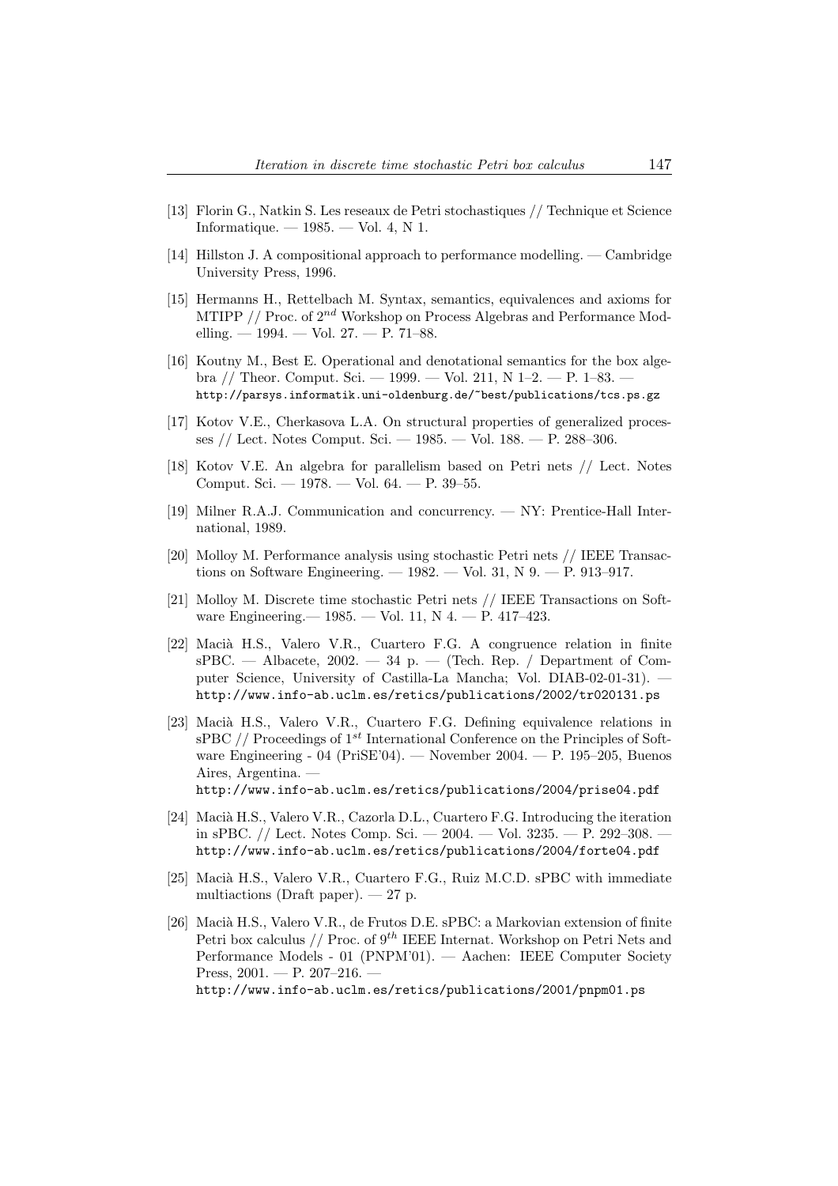[13] Florin G., Natkin S. Les reseaux de Petri stochastiques // Technique et Science Informatique. — 1985. — Vol. 4, N 1.

[14] Hillston J. A compositional approach to performance modelling. — Cambridge University Press, 1996.

[15] Hermanns H., Rettelbach M. Syntax, semantics, equivalences and axioms for MTIPP // Proc. of $2^{nd}$ Workshop on Process Algebras and Performance Modelling. — 1994. — Vol. 27. — P. 71–88.

[16] Koutny M., Best E. Operational and denotational semantics for the box algebra // Theor. Comput. Sci. — 1999. — Vol. 211, N 1–2. — P. 1–83. — http://parsys.informatik.uni-oldenburg.de/~best/publications/tcs.ps.gz

[17] Kotov V.E., Cherkasova L.A. On structural properties of generalized processes // Lect. Notes Comput. Sci. — 1985. — Vol. 188. — P. 288–306.

[18] Kotov V.E. An algebra for parallelism based on Petri nets // Lect. Notes Comput. Sci. — 1978. — Vol. 64. — P. 39–55.

[19] Milner R.A.J. Communication and concurrency. — NY: Prentice-Hall International, 1989.

[20] Molloy M. Performance analysis using stochastic Petri nets // IEEE Transactions on Software Engineering. — 1982. — Vol. 31, N 9. — P. 913–917.

[21] Molloy M. Discrete time stochastic Petri nets // IEEE Transactions on Software Engineering.— 1985. — Vol. 11, N 4. — P. 417–423.

[22] Macià H.S., Valero V.R., Cuartero F.G. A congruence relation in finite sPBC. — Albacete, 2002. — 34 p. — (Tech. Rep. / Department of Computer Science, University of Castilla-La Mancha; Vol. DIAB-02-01-31). — http://www.info-ab.uclm.es/retics/publications/2002/tr020131.ps

[23] Macià H.S., Valero V.R., Cuartero F.G. Defining equivalence relations in sPBC // Proceedings of $1^{st}$ International Conference on the Principles of Software Engineering - 04 (PriSE'04). — November 2004. — P. 195–205, Buenos Aires, Argentina. — http://www.info-ab.uclm.es/retics/publications/2004/prise04.pdf

[24] Macià H.S., Valero V.R., Cazorla D.L., Cuartero F.G. Introducing the iteration in sPBC. // Lect. Notes Comp. Sci. — 2004. — Vol. 3235. — P. 292–308. — http://www.info-ab.uclm.es/retics/publications/2004/forte04.pdf

[25] Macià H.S., Valero V.R., Cuartero F.G., Ruiz M.C.D. sPBC with immediate multiactions (Draft paper). — 27 p.

[26] Macià H.S., Valero V.R., de Frutos D.E. sPBC: a Markovian extension of finite Petri box calculus // Proc. of $9^{th}$ IEEE Internat. Workshop on Petri Nets and Performance Models - 01 (PNPM'01). — Aachen: IEEE Computer Society Press, 2001. — P. 207–216. — http://www.info-ab.uclm.es/retics/publications/2001/pnpm01.ps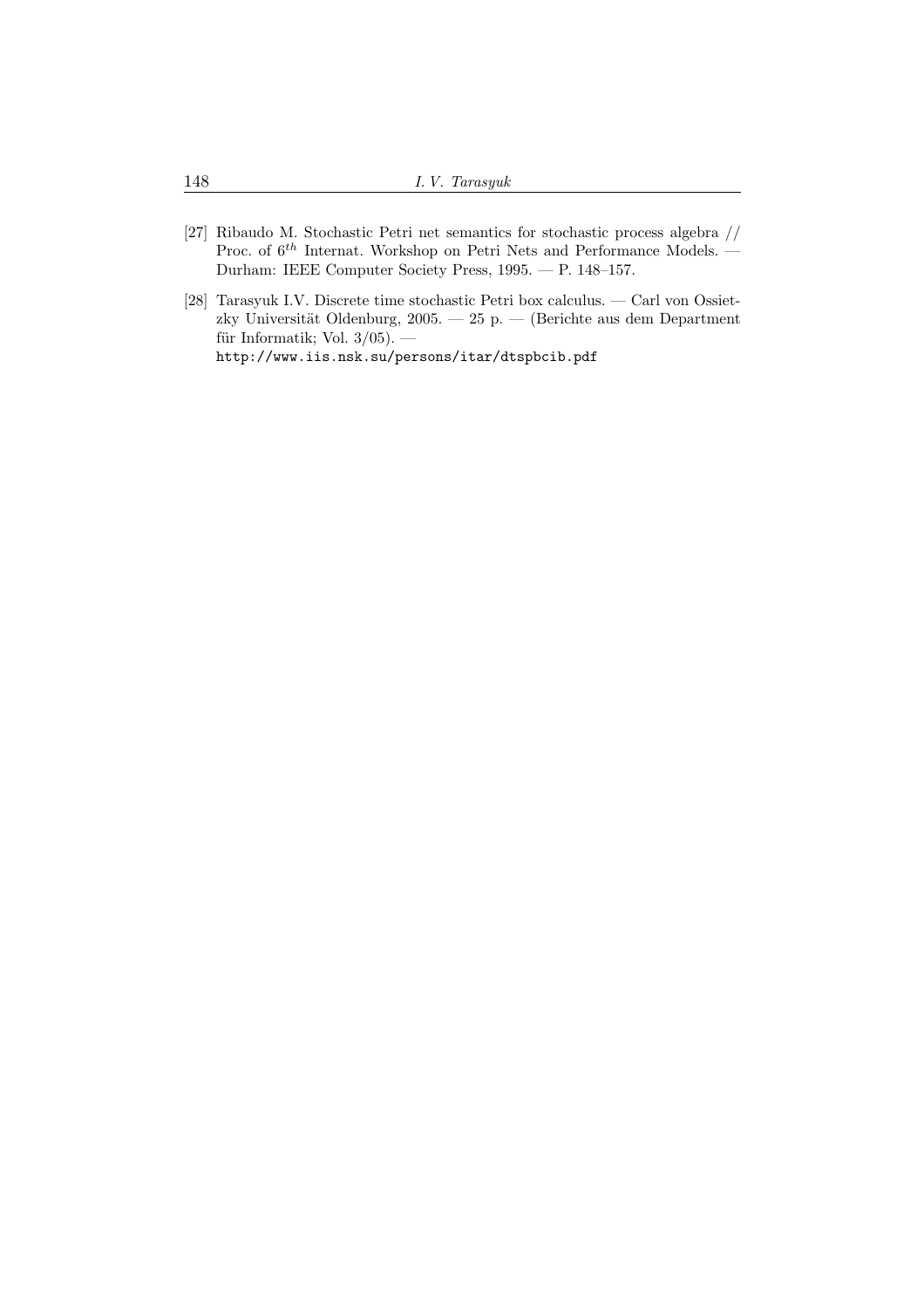[27] Ribaudo M. Stochastic Petri net semantics for stochastic process algebra // Proc. of $6^{th}$ Internat. Workshop on Petri Nets and Performance Models. — Durham: IEEE Computer Society Press, 1995. — P. 148–157.

[28] Tarasyuk I.V. Discrete time stochastic Petri box calculus. — Carl von Ossietzky Universität Oldenburg, 2005. — 25 p. — (Berichte aus dem Department für Informatik; Vol. 3/05). — `http://www.iis.nsk.su/persons/itar/dtspbcib.pdf`